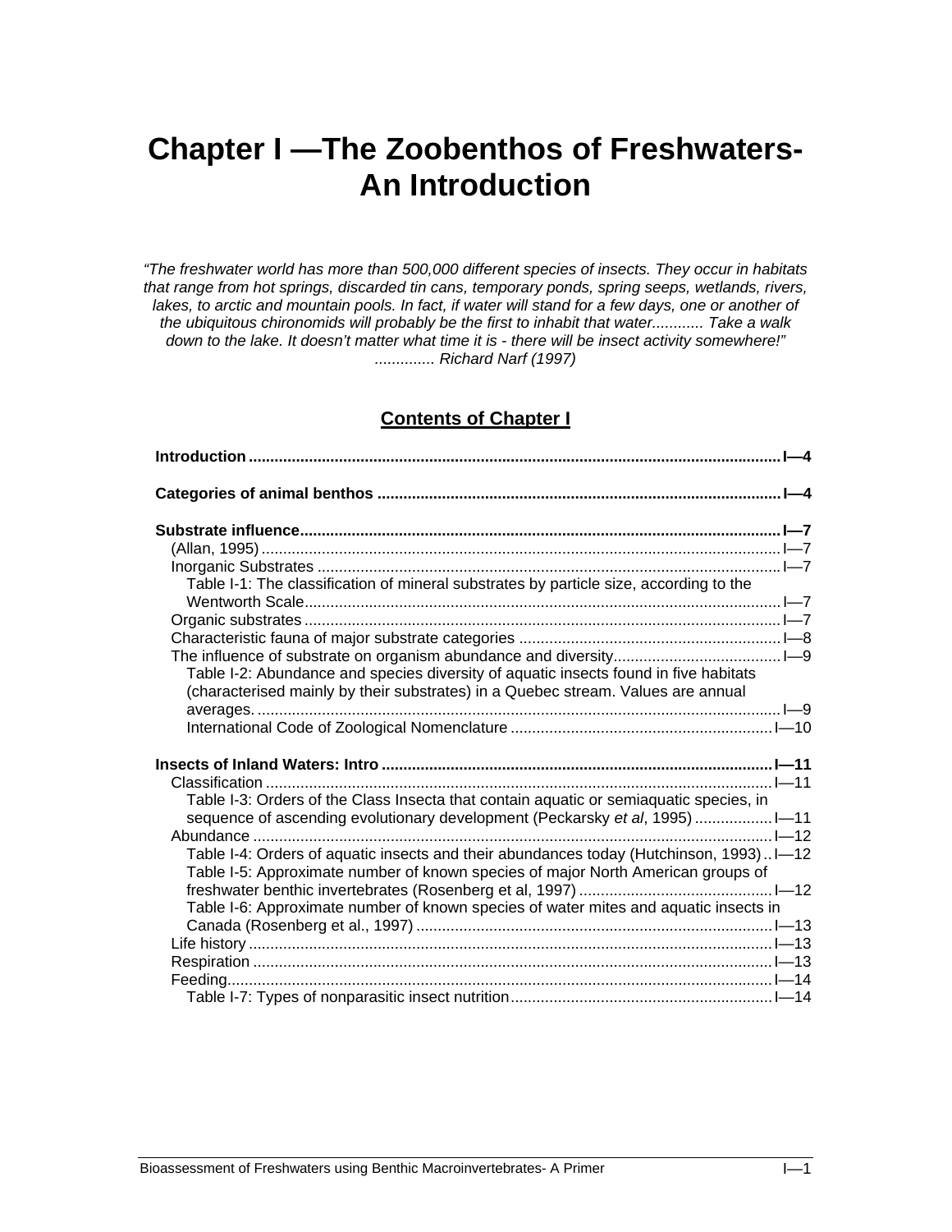# Chapter I —The Zoobenthos of Freshwaters- An Introduction

*"The freshwater world has more than 500,000 different species of insects. They occur in habitats that range from hot springs, discarded tin cans, temporary ponds, spring seeps, wetlands, rivers, lakes, to arctic and mountain pools. In fact, if water will stand for a few days, one or another of the ubiquitous chironomids will probably be the first to inhabit that water............ Take a walk down to the lake. It doesn't matter what time it is - there will be insect activity somewhere!" .............. Richard Narf (1997)*

## Contents of Chapter I

**Introduction** ........................................................ **I—4**

**Categories of animal benthos** ........................................................ **I—4**

**Substrate influence** ........................................................ **I—7**
- (Allan, 1995) ........................................................ I—7
- Inorganic Substrates ........................................................ I—7
  - Table I-1: The classification of mineral substrates by particle size, according to the Wentworth Scale ........................................................ I—7
- Organic substrates ........................................................ I—7
- Characteristic fauna of major substrate categories ........................................................ I—8
- The influence of substrate on organism abundance and diversity ........................................................ I—9
  - Table I-2: Abundance and species diversity of aquatic insects found in five habitats (characterised mainly by their substrates) in a Quebec stream. Values are annual averages. ........................................................ I—9
  - International Code of Zoological Nomenclature ........................................................ I—10

**Insects of Inland Waters: Intro** ........................................................ **I—11**
- Classification ........................................................ I—11
  - Table I-3: Orders of the Class Insecta that contain aquatic or semiaquatic species, in sequence of ascending evolutionary development (Peckarsky *et al*, 1995) ........................................................ I—11
- Abundance ........................................................ I—12
  - Table I-4: Orders of aquatic insects and their abundances today (Hutchinson, 1993) .. I—12
  - Table I-5: Approximate number of known species of major North American groups of freshwater benthic invertebrates (Rosenberg et al, 1997) ........................................................ I—12
  - Table I-6: Approximate number of known species of water mites and aquatic insects in Canada (Rosenberg et al., 1997) ........................................................ I—13
- Life history ........................................................ I—13
- Respiration ........................................................ I—13
- Feeding ........................................................ I—14
  - Table I-7: Types of nonparasitic insect nutrition ........................................................ I—14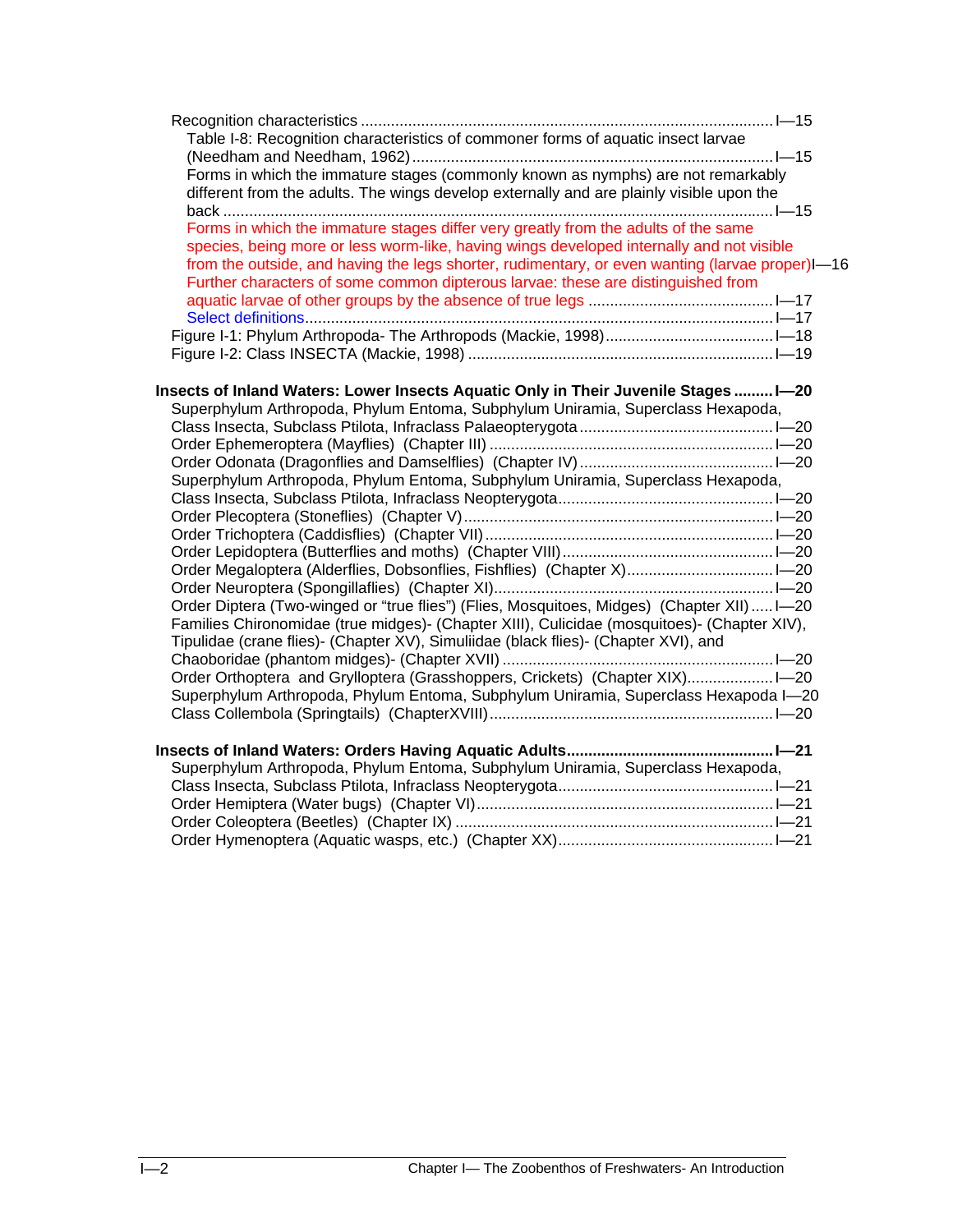Recognition characteristics ....... I—15

Table I-8: Recognition characteristics of commoner forms of aquatic insect larvae (Needham and Needham, 1962) ....... I—15

Forms in which the immature stages (commonly known as nymphs) are not remarkably different from the adults. The wings develop externally and are plainly visible upon the back ....... I—15

Forms in which the immature stages differ very greatly from the adults of the same species, being more or less worm-like, having wings developed internally and not visible from the outside, and having the legs shorter, rudimentary, or even wanting (larvae proper) I—16

Further characters of some common dipterous larvae: these are distinguished from aquatic larvae of other groups by the absence of true legs ....... I—17

Select definitions ....... I—17

Figure I-1: Phylum Arthropoda- The Arthropods (Mackie, 1998) ....... I—18

Figure I-2: Class INSECTA (Mackie, 1998) ....... I—19

**Insects of Inland Waters: Lower Insects Aquatic Only in Their Juvenile Stages ....... I—20**

Superphylum Arthropoda, Phylum Entoma, Subphylum Uniramia, Superclass Hexapoda, Class Insecta, Subclass Ptilota, Infraclass Palaeopterygota ....... I—20

Order Ephemeroptera (Mayflies) (Chapter III) ....... I—20

Order Odonata (Dragonflies and Damselflies) (Chapter IV) ....... I—20

Superphylum Arthropoda, Phylum Entoma, Subphylum Uniramia, Superclass Hexapoda, Class Insecta, Subclass Ptilota, Infraclass Neopterygota ....... I—20

Order Plecoptera (Stoneflies) (Chapter V) ....... I—20

Order Trichoptera (Caddisflies) (Chapter VII) ....... I—20

Order Lepidoptera (Butterflies and moths) (Chapter VIII) ....... I—20

Order Megaloptera (Alderflies, Dobsonflies, Fishflies) (Chapter X) ....... I—20

Order Neuroptera (Spongillaflies) (Chapter XI) ....... I—20

Order Diptera (Two-winged or "true flies") (Flies, Mosquitoes, Midges) (Chapter XII) ....... I—20

Families Chironomidae (true midges)- (Chapter XIII), Culicidae (mosquitoes)- (Chapter XIV), Tipulidae (crane flies)- (Chapter XV), Simuliidae (black flies)- (Chapter XVI), and Chaoboridae (phantom midges)- (Chapter XVII) ....... I—20

Order Orthoptera and Grylloptera (Grasshoppers, Crickets) (Chapter XIX) ....... I—20

Superphylum Arthropoda, Phylum Entoma, Subphylum Uniramia, Superclass Hexapoda I—20

Class Collembola (Springtails) (ChapterXVIII) ....... I—20

**Insects of Inland Waters: Orders Having Aquatic Adults ....... I—21**

Superphylum Arthropoda, Phylum Entoma, Subphylum Uniramia, Superclass Hexapoda, Class Insecta, Subclass Ptilota, Infraclass Neopterygota ....... I—21

Order Hemiptera (Water bugs) (Chapter VI) ....... I—21

Order Coleoptera (Beetles) (Chapter IX) ....... I—21

Order Hymenoptera (Aquatic wasps, etc.) (Chapter XX) ....... I—21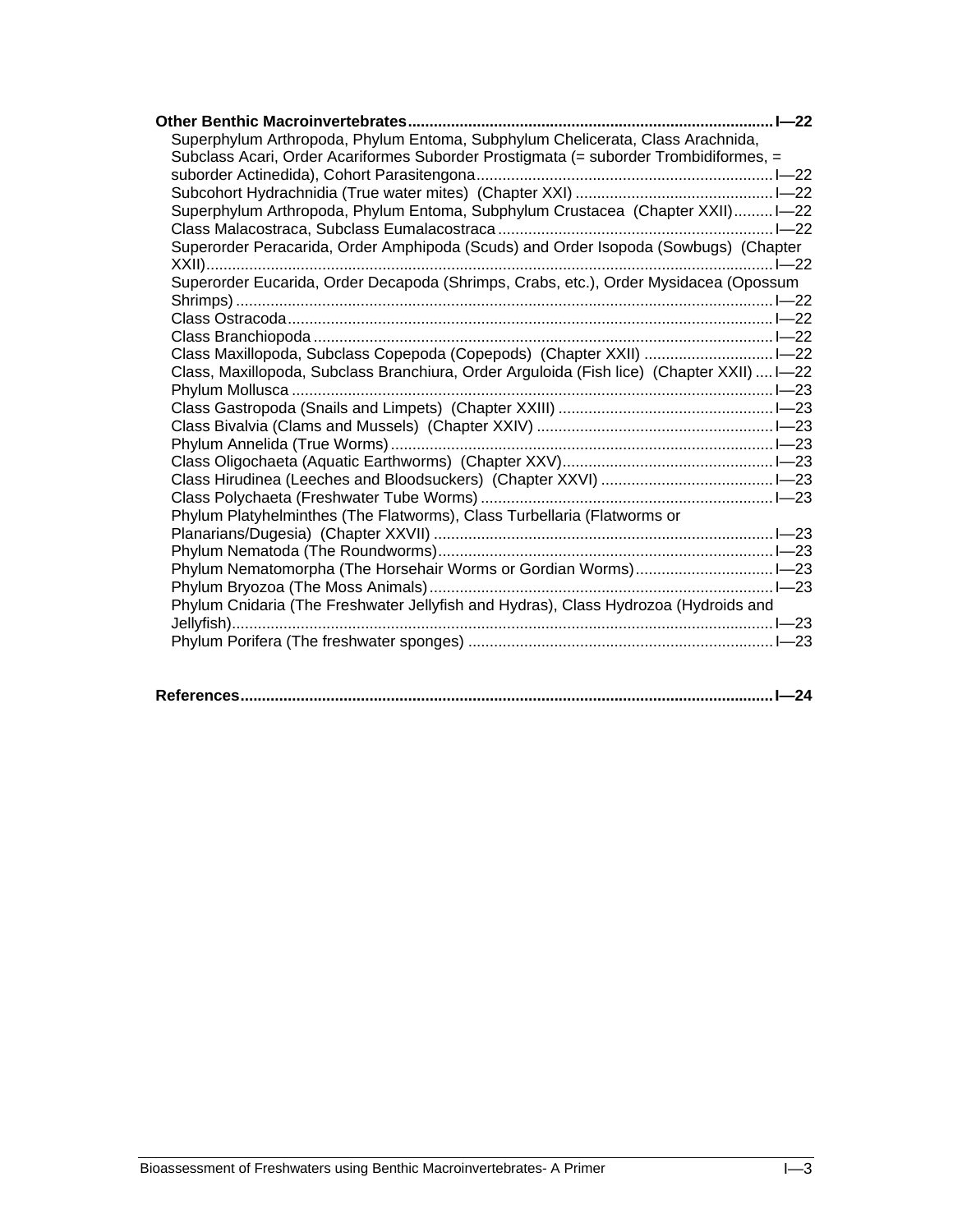**Other Benthic Macroinvertebrates** ..................................................................................... **I—22**

- Superphylum Arthropoda, Phylum Entoma, Subphylum Chelicerata, Class Arachnida, Subclass Acari, Order Acariformes Suborder Prostigmata (= suborder Trombidiformes, = suborder Actinedida), Cohort Parasitengona ..................................................................... I—22
- Subcohort Hydrachnidia (True water mites) (Chapter XXI) ............................................. I—22
- Superphylum Arthropoda, Phylum Entoma, Subphylum Crustacea (Chapter XXII) ......... I—22
- Class Malacostraca, Subclass Eumalacostraca ............................................................... I—22
- Superorder Peracarida, Order Amphipoda (Scuds) and Order Isopoda (Sowbugs) (Chapter XXII) ..................................................................................................................... I—22
- Superorder Eucarida, Order Decapoda (Shrimps, Crabs, etc.), Order Mysidacea (Opossum Shrimps) ............................................................................................................. I—22
- Class Ostracoda ................................................................................................................ I—22
- Class Branchiopoda .......................................................................................................... I—22
- Class Maxillopoda, Subclass Copepoda (Copepods) (Chapter XXII) .............................. I—22
- Class, Maxillopoda, Subclass Branchiura, Order Arguloida (Fish lice) (Chapter XXII) .... I—22
- Phylum Mollusca ............................................................................................................... I—23
- Class Gastropoda (Snails and Limpets) (Chapter XXIII) .................................................. I—23
- Class Bivalvia (Clams and Mussels) (Chapter XXIV) ....................................................... I—23
- Phylum Annelida (True Worms) ......................................................................................... I—23
- Class Oligochaeta (Aquatic Earthworms) (Chapter XXV) ................................................. I—23
- Class Hirudinea (Leeches and Bloodsuckers) (Chapter XXVI) ........................................ I—23
- Class Polychaeta (Freshwater Tube Worms) .................................................................... I—23
- Phylum Platyhelminthes (The Flatworms), Class Turbellaria (Flatworms or Planarians/Dugesia) (Chapter XXVII) ............................................................................... I—23
- Phylum Nematoda (The Roundworms) .............................................................................. I—23
- Phylum Nematomorpha (The Horsehair Worms or Gordian Worms) ................................ I—23
- Phylum Bryozoa (The Moss Animals) ................................................................................ I—23
- Phylum Cnidaria (The Freshwater Jellyfish and Hydras), Class Hydrozoa (Hydroids and Jellyfish) ............................................................................................................................. I—23
- Phylum Porifera (The freshwater sponges) ....................................................................... I—23

**References** ........................................................................................................................... **I—24**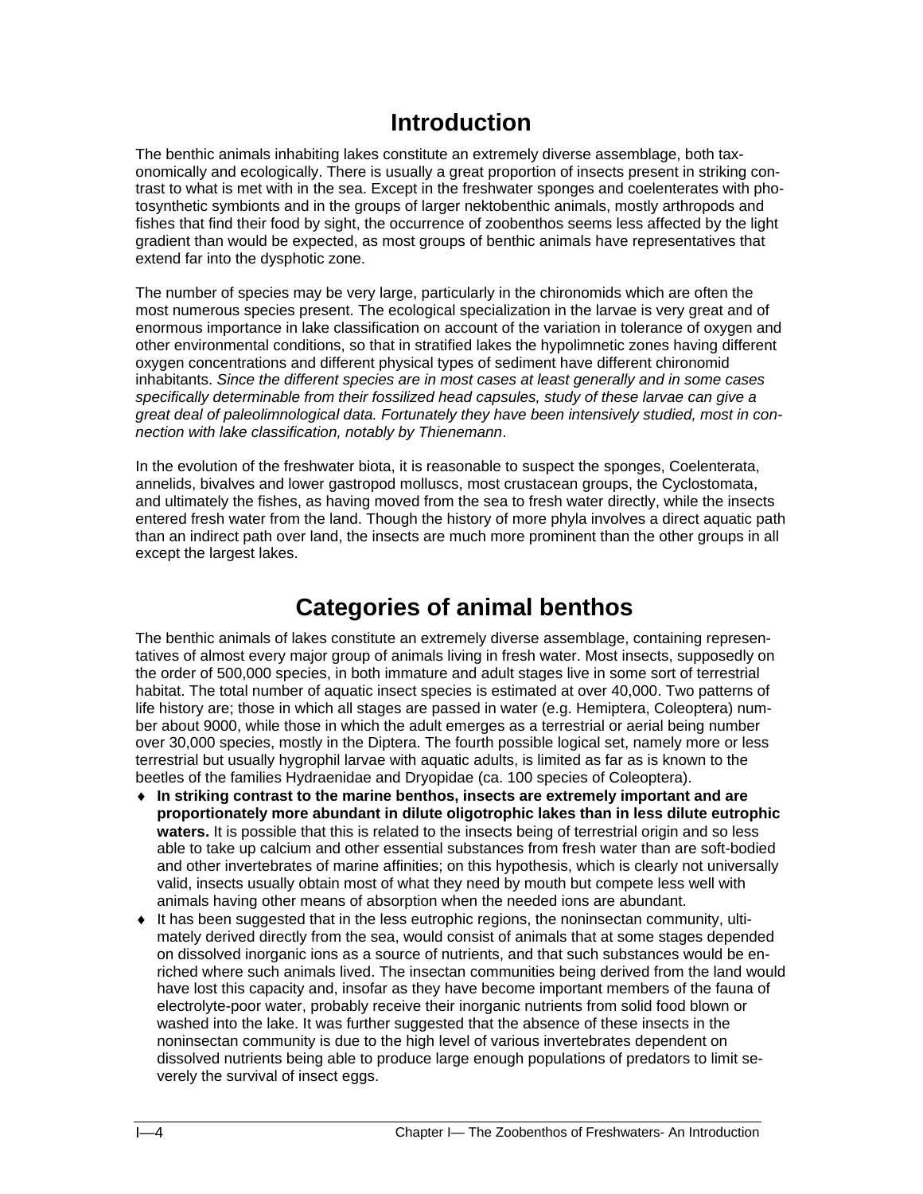# Introduction

The benthic animals inhabiting lakes constitute an extremely diverse assemblage, both taxonomically and ecologically. There is usually a great proportion of insects present in striking contrast to what is met with in the sea. Except in the freshwater sponges and coelenterates with photosynthetic symbionts and in the groups of larger nektobenthic animals, mostly arthropods and fishes that find their food by sight, the occurrence of zoobenthos seems less affected by the light gradient than would be expected, as most groups of benthic animals have representatives that extend far into the dysphotic zone.

The number of species may be very large, particularly in the chironomids which are often the most numerous species present. The ecological specialization in the larvae is very great and of enormous importance in lake classification on account of the variation in tolerance of oxygen and other environmental conditions, so that in stratified lakes the hypolimnetic zones having different oxygen concentrations and different physical types of sediment have different chironomid inhabitants. *Since the different species are in most cases at least generally and in some cases specifically determinable from their fossilized head capsules, study of these larvae can give a great deal of paleolimnological data. Fortunately they have been intensively studied, most in connection with lake classification, notably by Thienemann*.

In the evolution of the freshwater biota, it is reasonable to suspect the sponges, Coelenterata, annelids, bivalves and lower gastropod molluscs, most crustacean groups, the Cyclostomata, and ultimately the fishes, as having moved from the sea to fresh water directly, while the insects entered fresh water from the land. Though the history of more phyla involves a direct aquatic path than an indirect path over land, the insects are much more prominent than the other groups in all except the largest lakes.

# Categories of animal benthos

The benthic animals of lakes constitute an extremely diverse assemblage, containing representatives of almost every major group of animals living in fresh water. Most insects, supposedly on the order of 500,000 species, in both immature and adult stages live in some sort of terrestrial habitat. The total number of aquatic insect species is estimated at over 40,000. Two patterns of life history are; those in which all stages are passed in water (e.g. Hemiptera, Coleoptera) number about 9000, while those in which the adult emerges as a terrestrial or aerial being number over 30,000 species, mostly in the Diptera. The fourth possible logical set, namely more or less terrestrial but usually hygrophil larvae with aquatic adults, is limited as far as is known to the beetles of the families Hydraenidae and Dryopidae (ca. 100 species of Coleoptera).

- **In striking contrast to the marine benthos, insects are extremely important and are proportionately more abundant in dilute oligotrophic lakes than in less dilute eutrophic waters.** It is possible that this is related to the insects being of terrestrial origin and so less able to take up calcium and other essential substances from fresh water than are soft-bodied and other invertebrates of marine affinities; on this hypothesis, which is clearly not universally valid, insects usually obtain most of what they need by mouth but compete less well with animals having other means of absorption when the needed ions are abundant.
- It has been suggested that in the less eutrophic regions, the noninsectan community, ultimately derived directly from the sea, would consist of animals that at some stages depended on dissolved inorganic ions as a source of nutrients, and that such substances would be enriched where such animals lived. The insectan communities being derived from the land would have lost this capacity and, insofar as they have become important members of the fauna of electrolyte-poor water, probably receive their inorganic nutrients from solid food blown or washed into the lake. It was further suggested that the absence of these insects in the noninsectan community is due to the high level of various invertebrates dependent on dissolved nutrients being able to produce large enough populations of predators to limit severely the survival of insect eggs.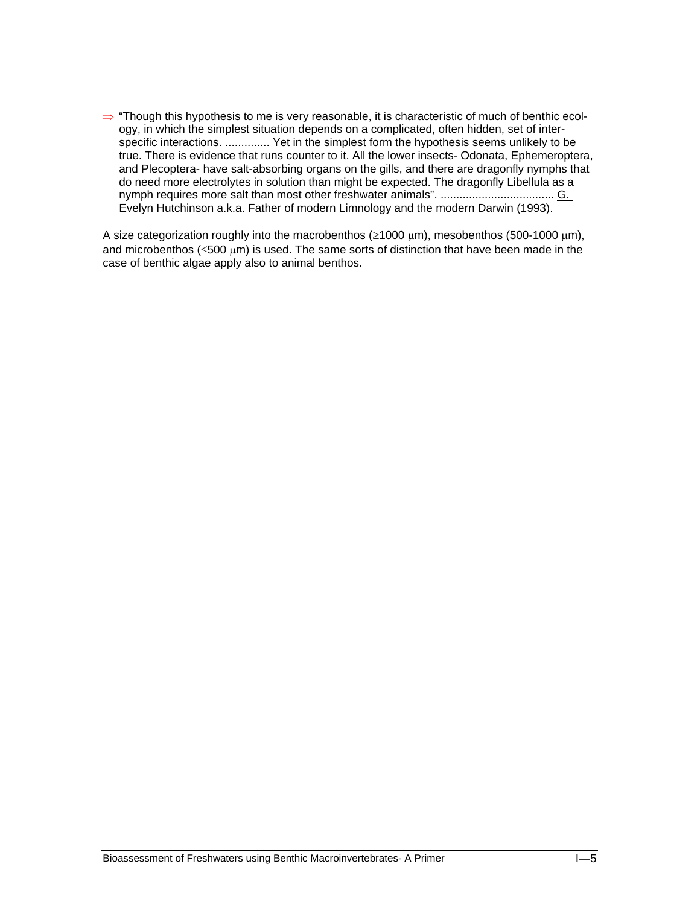⇒ "Though this hypothesis to me is very reasonable, it is characteristic of much of benthic ecology, in which the simplest situation depends on a complicated, often hidden, set of interspecific interactions. .............. Yet in the simplest form the hypothesis seems unlikely to be true. There is evidence that runs counter to it. All the lower insects- Odonata, Ephemeroptera, and Plecoptera- have salt-absorbing organs on the gills, and there are dragonfly nymphs that do need more electrolytes in solution than might be expected. The dragonfly Libellula as a nymph requires more salt than most other freshwater animals". .................................... G. Evelyn Hutchinson a.k.a. Father of modern Limnology and the modern Darwin (1993).

A size categorization roughly into the macrobenthos (≥1000 μm), mesobenthos (500-1000 μm), and microbenthos (≤500 μm) is used. The same sorts of distinction that have been made in the case of benthic algae apply also to animal benthos.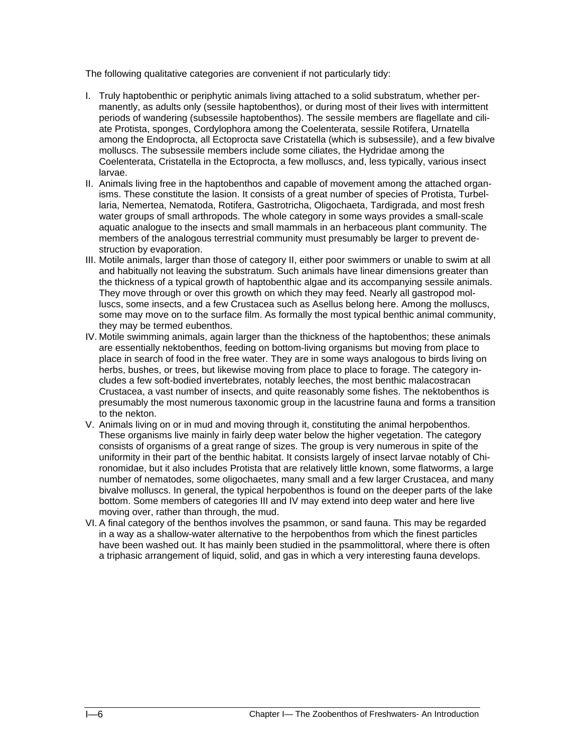The following qualitative categories are convenient if not particularly tidy:

I. Truly haptobenthic or periphytic animals living attached to a solid substratum, whether permanently, as adults only (sessile haptobenthos), or during most of their lives with intermittent periods of wandering (subsessile haptobenthos). The sessile members are flagellate and ciliate Protista, sponges, Cordylophora among the Coelenterata, sessile Rotifera, Urnatella among the Endoprocta, all Ectoprocta save Cristatella (which is subsessile), and a few bivalve molluscs. The subsessile members include some ciliates, the Hydridae among the Coelenterata, Cristatella in the Ectoprocta, a few molluscs, and, less typically, various insect larvae.
II. Animals living free in the haptobenthos and capable of movement among the attached organisms. These constitute the lasion. It consists of a great number of species of Protista, Turbellaria, Nemertea, Nematoda, Rotifera, Gastrotricha, Oligochaeta, Tardigrada, and most fresh water groups of small arthropods. The whole category in some ways provides a small-scale aquatic analogue to the insects and small mammals in an herbaceous plant community. The members of the analogous terrestrial community must presumably be larger to prevent destruction by evaporation.
III. Motile animals, larger than those of category II, either poor swimmers or unable to swim at all and habitually not leaving the substratum. Such animals have linear dimensions greater than the thickness of a typical growth of haptobenthic algae and its accompanying sessile animals. They move through or over this growth on which they may feed. Nearly all gastropod molluscs, some insects, and a few Crustacea such as Asellus belong here. Among the molluscs, some may move on to the surface film. As formally the most typical benthic animal community, they may be termed eubenthos.
IV. Motile swimming animals, again larger than the thickness of the haptobenthos; these animals are essentially nektobenthos, feeding on bottom-living organisms but moving from place to place in search of food in the free water. They are in some ways analogous to birds living on herbs, bushes, or trees, but likewise moving from place to place to forage. The category includes a few soft-bodied invertebrates, notably leeches, the most benthic malacostracan Crustacea, a vast number of insects, and quite reasonably some fishes. The nektobenthos is presumably the most numerous taxonomic group in the lacustrine fauna and forms a transition to the nekton.
V. Animals living on or in mud and moving through it, constituting the animal herpobenthos. These organisms live mainly in fairly deep water below the higher vegetation. The category consists of organisms of a great range of sizes. The group is very numerous in spite of the uniformity in their part of the benthic habitat. It consists largely of insect larvae notably of Chironomidae, but it also includes Protista that are relatively little known, some flatworms, a large number of nematodes, some oligochaetes, many small and a few larger Crustacea, and many bivalve molluscs. In general, the typical herpobenthos is found on the deeper parts of the lake bottom. Some members of categories III and IV may extend into deep water and here live moving over, rather than through, the mud.
VI. A final category of the benthos involves the psammon, or sand fauna. This may be regarded in a way as a shallow-water alternative to the herpobenthos from which the finest particles have been washed out. It has mainly been studied in the psammolittoral, where there is often a triphasic arrangement of liquid, solid, and gas in which a very interesting fauna develops.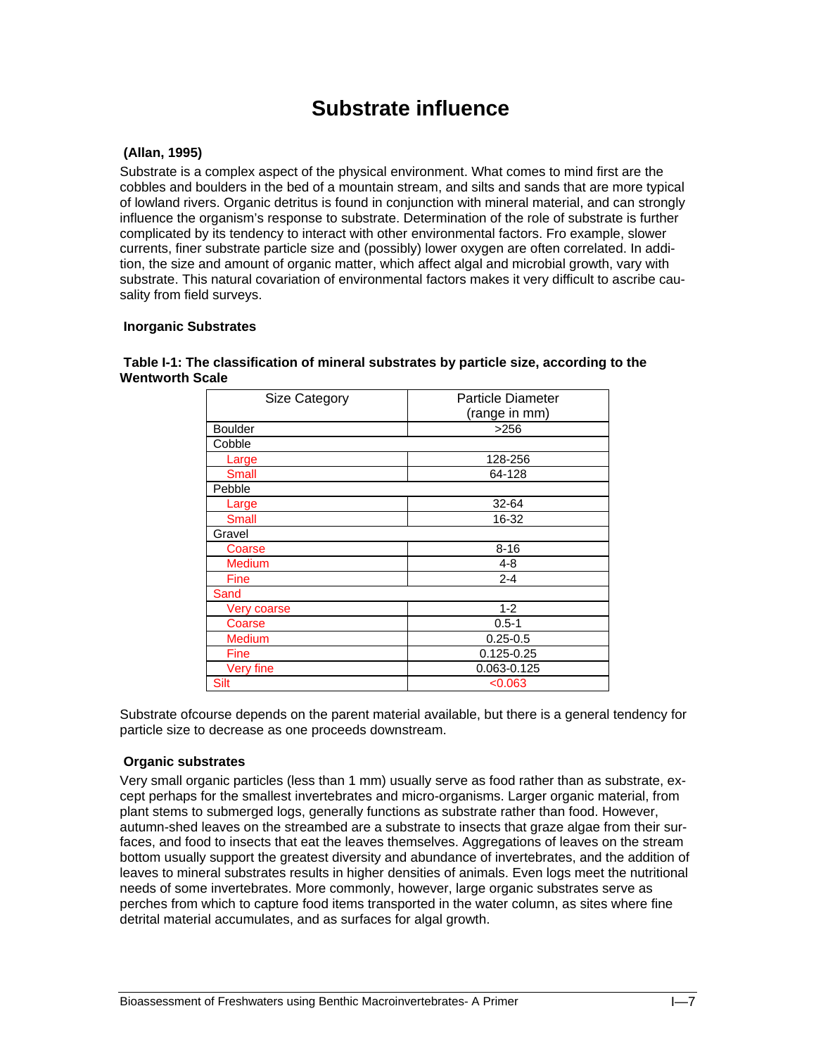# Substrate influence

**(Allan, 1995)**

Substrate is a complex aspect of the physical environment. What comes to mind first are the cobbles and boulders in the bed of a mountain stream, and silts and sands that are more typical of lowland rivers. Organic detritus is found in conjunction with mineral material, and can strongly influence the organism's response to substrate. Determination of the role of substrate is further complicated by its tendency to interact with other environmental factors. Fro example, slower currents, finer substrate particle size and (possibly) lower oxygen are often correlated. In addition, the size and amount of organic matter, which affect algal and microbial growth, vary with substrate. This natural covariation of environmental factors makes it very difficult to ascribe causality from field surveys.

## Inorganic Substrates

**Table I-1: The classification of mineral substrates by particle size, according to the Wentworth Scale**

| Size Category | Particle Diameter (range in mm) |
|---|---|
| Boulder | >256 |
| Cobble | |
| Large | 128-256 |
| Small | 64-128 |
| Pebble | |
| Large | 32-64 |
| Small | 16-32 |
| Gravel | |
| Coarse | 8-16 |
| Medium | 4-8 |
| Fine | 2-4 |
| Sand | |
| Very coarse | 1-2 |
| Coarse | 0.5-1 |
| Medium | 0.25-0.5 |
| Fine | 0.125-0.25 |
| Very fine | 0.063-0.125 |
| Silt | <0.063 |

Substrate ofcourse depends on the parent material available, but there is a general tendency for particle size to decrease as one proceeds downstream.

## Organic substrates

Very small organic particles (less than 1 mm) usually serve as food rather than as substrate, except perhaps for the smallest invertebrates and micro-organisms. Larger organic material, from plant stems to submerged logs, generally functions as substrate rather than food. However, autumn-shed leaves on the streambed are a substrate to insects that graze algae from their surfaces, and food to insects that eat the leaves themselves. Aggregations of leaves on the stream bottom usually support the greatest diversity and abundance of invertebrates, and the addition of leaves to mineral substrates results in higher densities of animals. Even logs meet the nutritional needs of some invertebrates. More commonly, however, large organic substrates serve as perches from which to capture food items transported in the water column, as sites where fine detrital material accumulates, and as surfaces for algal growth.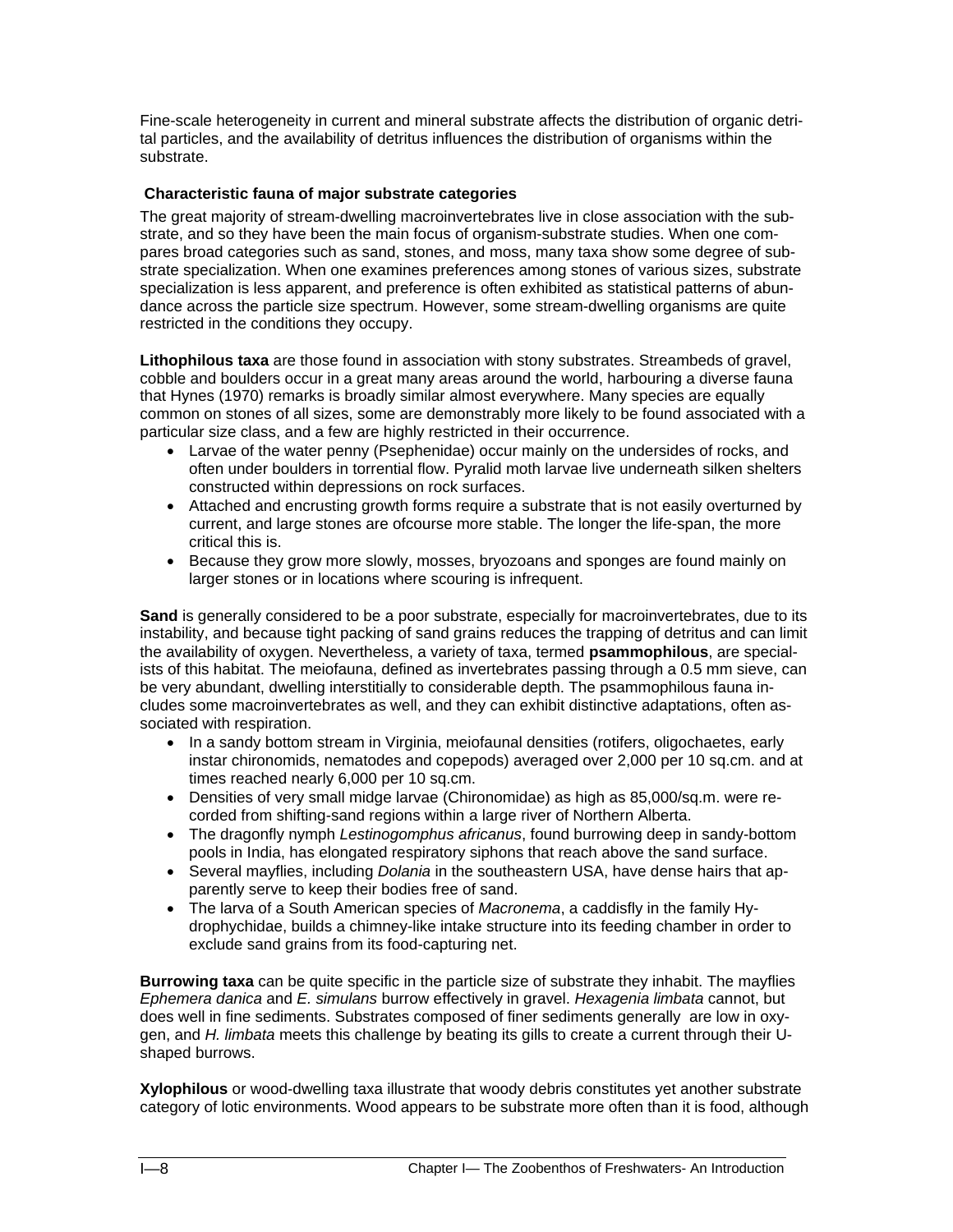Fine-scale heterogeneity in current and mineral substrate affects the distribution of organic detrital particles, and the availability of detritus influences the distribution of organisms within the substrate.

### Characteristic fauna of major substrate categories

The great majority of stream-dwelling macroinvertebrates live in close association with the substrate, and so they have been the main focus of organism-substrate studies. When one compares broad categories such as sand, stones, and moss, many taxa show some degree of substrate specialization. When one examines preferences among stones of various sizes, substrate specialization is less apparent, and preference is often exhibited as statistical patterns of abundance across the particle size spectrum. However, some stream-dwelling organisms are quite restricted in the conditions they occupy.

**Lithophilous taxa** are those found in association with stony substrates. Streambeds of gravel, cobble and boulders occur in a great many areas around the world, harbouring a diverse fauna that Hynes (1970) remarks is broadly similar almost everywhere. Many species are equally common on stones of all sizes, some are demonstrably more likely to be found associated with a particular size class, and a few are highly restricted in their occurrence.

- Larvae of the water penny (Psephenidae) occur mainly on the undersides of rocks, and often under boulders in torrential flow. Pyralid moth larvae live underneath silken shelters constructed within depressions on rock surfaces.
- Attached and encrusting growth forms require a substrate that is not easily overturned by current, and large stones are ofcourse more stable. The longer the life-span, the more critical this is.
- Because they grow more slowly, mosses, bryozoans and sponges are found mainly on larger stones or in locations where scouring is infrequent.

**Sand** is generally considered to be a poor substrate, especially for macroinvertebrates, due to its instability, and because tight packing of sand grains reduces the trapping of detritus and can limit the availability of oxygen. Nevertheless, a variety of taxa, termed **psammophilous**, are specialists of this habitat. The meiofauna, defined as invertebrates passing through a 0.5 mm sieve, can be very abundant, dwelling interstitially to considerable depth. The psammophilous fauna includes some macroinvertebrates as well, and they can exhibit distinctive adaptations, often associated with respiration.

- In a sandy bottom stream in Virginia, meiofaunal densities (rotifers, oligochaetes, early instar chironomids, nematodes and copepods) averaged over 2,000 per 10 sq.cm. and at times reached nearly 6,000 per 10 sq.cm.
- Densities of very small midge larvae (Chironomidae) as high as 85,000/sq.m. were recorded from shifting-sand regions within a large river of Northern Alberta.
- The dragonfly nymph *Lestinogomphus africanus*, found burrowing deep in sandy-bottom pools in India, has elongated respiratory siphons that reach above the sand surface.
- Several mayflies, including *Dolania* in the southeastern USA, have dense hairs that apparently serve to keep their bodies free of sand.
- The larva of a South American species of *Macronema*, a caddisfly in the family Hydrophychidae, builds a chimney-like intake structure into its feeding chamber in order to exclude sand grains from its food-capturing net.

**Burrowing taxa** can be quite specific in the particle size of substrate they inhabit. The mayflies *Ephemera danica* and *E. simulans* burrow effectively in gravel. *Hexagenia limbata* cannot, but does well in fine sediments. Substrates composed of finer sediments generally are low in oxygen, and *H. limbata* meets this challenge by beating its gills to create a current through their U-shaped burrows.

**Xylophilous** or wood-dwelling taxa illustrate that woody debris constitutes yet another substrate category of lotic environments. Wood appears to be substrate more often than it is food, although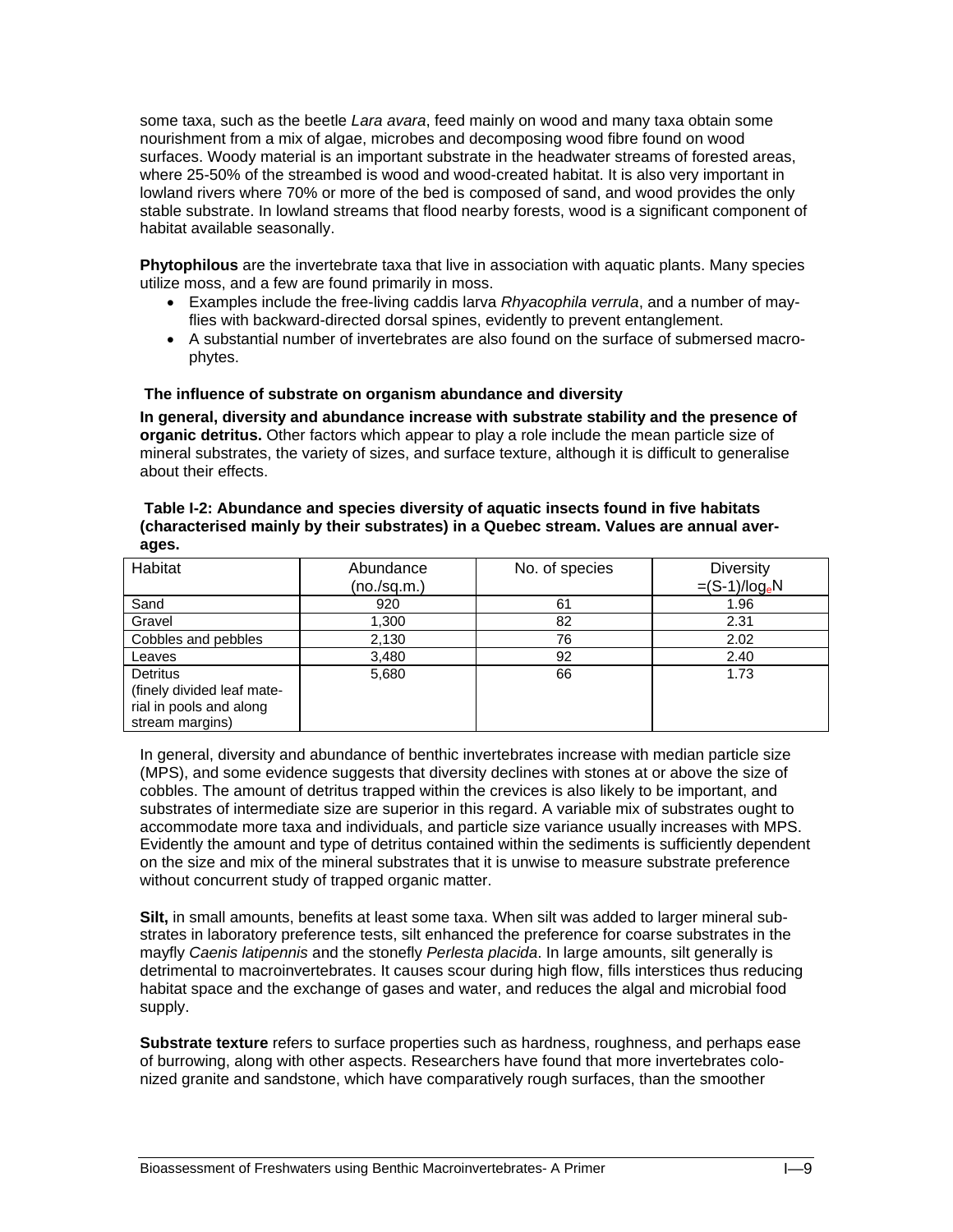some taxa, such as the beetle *Lara avara*, feed mainly on wood and many taxa obtain some nourishment from a mix of algae, microbes and decomposing wood fibre found on wood surfaces. Woody material is an important substrate in the headwater streams of forested areas, where 25-50% of the streambed is wood and wood-created habitat. It is also very important in lowland rivers where 70% or more of the bed is composed of sand, and wood provides the only stable substrate. In lowland streams that flood nearby forests, wood is a significant component of habitat available seasonally.

**Phytophilous** are the invertebrate taxa that live in association with aquatic plants. Many species utilize moss, and a few are found primarily in moss.

- Examples include the free-living caddis larva *Rhyacophila verrula*, and a number of may-flies with backward-directed dorsal spines, evidently to prevent entanglement.
- A substantial number of invertebrates are also found on the surface of submersed macro-phytes.

### The influence of substrate on organism abundance and diversity

**In general, diversity and abundance increase with substrate stability and the presence of organic detritus.** Other factors which appear to play a role include the mean particle size of mineral substrates, the variety of sizes, and surface texture, although it is difficult to generalise about their effects.

**Table I-2: Abundance and species diversity of aquatic insects found in five habitats (characterised mainly by their substrates) in a Quebec stream. Values are annual averages.**

| Habitat | Abundance (no./sq.m.) | No. of species | Diversity $=(S-1)/\log_e N$ |
|---|---|---|---|
| Sand | 920 | 61 | 1.96 |
| Gravel | 1,300 | 82 | 2.31 |
| Cobbles and pebbles | 2,130 | 76 | 2.02 |
| Leaves | 3,480 | 92 | 2.40 |
| Detritus (finely divided leaf material in pools and along stream margins) | 5,680 | 66 | 1.73 |

In general, diversity and abundance of benthic invertebrates increase with median particle size (MPS), and some evidence suggests that diversity declines with stones at or above the size of cobbles. The amount of detritus trapped within the crevices is also likely to be important, and substrates of intermediate size are superior in this regard. A variable mix of substrates ought to accommodate more taxa and individuals, and particle size variance usually increases with MPS. Evidently the amount and type of detritus contained within the sediments is sufficiently dependent on the size and mix of the mineral substrates that it is unwise to measure substrate preference without concurrent study of trapped organic matter.

**Silt,** in small amounts, benefits at least some taxa. When silt was added to larger mineral substrates in laboratory preference tests, silt enhanced the preference for coarse substrates in the mayfly *Caenis latipennis* and the stonefly *Perlesta placida*. In large amounts, silt generally is detrimental to macroinvertebrates. It causes scour during high flow, fills interstices thus reducing habitat space and the exchange of gases and water, and reduces the algal and microbial food supply.

**Substrate texture** refers to surface properties such as hardness, roughness, and perhaps ease of burrowing, along with other aspects. Researchers have found that more invertebrates colonized granite and sandstone, which have comparatively rough surfaces, than the smoother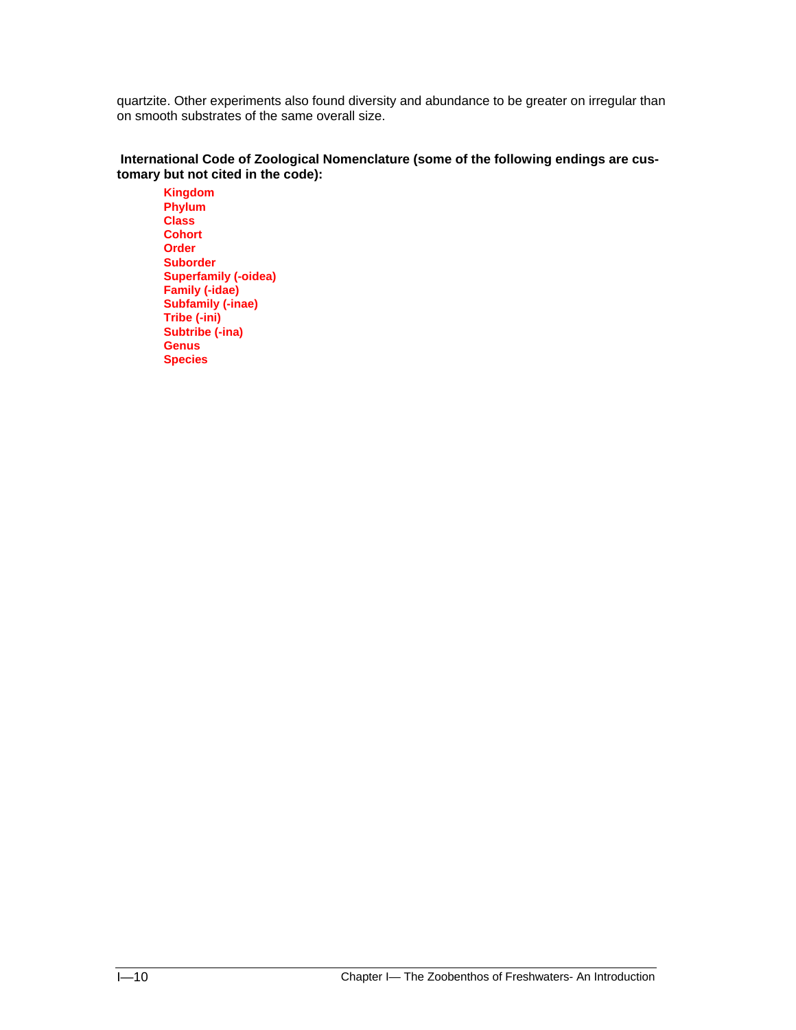quartzite. Other experiments also found diversity and abundance to be greater on irregular than on smooth substrates of the same overall size.

**International Code of Zoological Nomenclature (some of the following endings are customary but not cited in the code):**

- **Kingdom**
- **Phylum**
- **Class**
- **Cohort**
- **Order**
- **Suborder**
- **Superfamily (-oidea)**
- **Family (-idae)**
- **Subfamily (-inae)**
- **Tribe (-ini)**
- **Subtribe (-ina)**
- **Genus**
- **Species**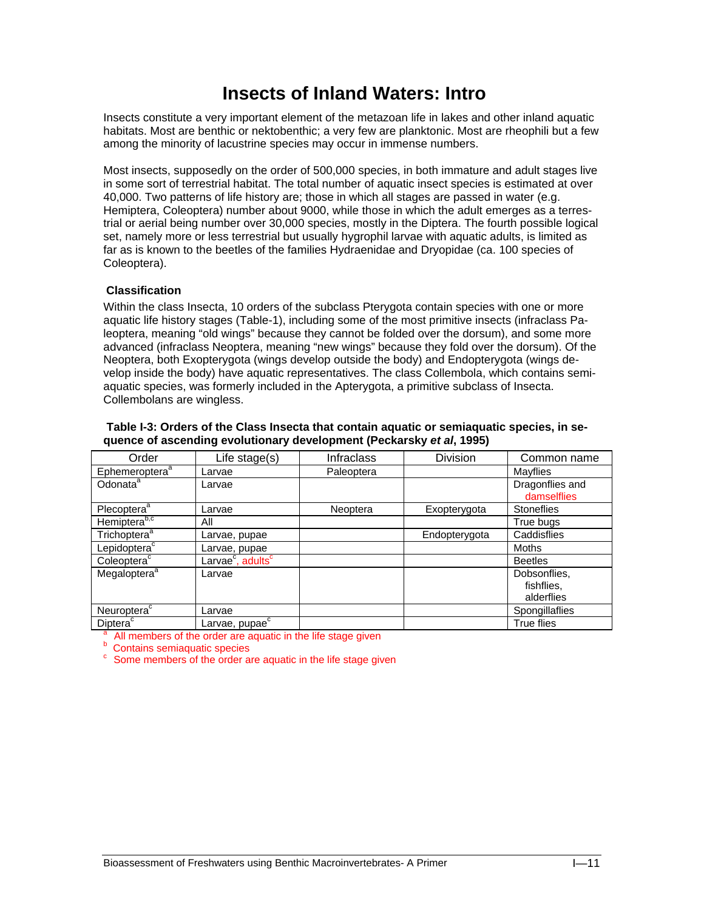# Insects of Inland Waters: Intro

Insects constitute a very important element of the metazoan life in lakes and other inland aquatic habitats. Most are benthic or nektobenthic; a very few are planktonic. Most are rheophili but a few among the minority of lacustrine species may occur in immense numbers.

Most insects, supposedly on the order of 500,000 species, in both immature and adult stages live in some sort of terrestrial habitat. The total number of aquatic insect species is estimated at over 40,000. Two patterns of life history are; those in which all stages are passed in water (e.g. Hemiptera, Coleoptera) number about 9000, while those in which the adult emerges as a terrestrial or aerial being number over 30,000 species, mostly in the Diptera. The fourth possible logical set, namely more or less terrestrial but usually hygrophil larvae with aquatic adults, is limited as far as is known to the beetles of the families Hydraenidae and Dryopidae (ca. 100 species of Coleoptera).

### Classification

Within the class Insecta, 10 orders of the subclass Pterygota contain species with one or more aquatic life history stages (Table-1), including some of the most primitive insects (infraclass Paleoptera, meaning "old wings" because they cannot be folded over the dorsum), and some more advanced (infraclass Neoptera, meaning "new wings" because they fold over the dorsum). Of the Neoptera, both Exopterygota (wings develop outside the body) and Endopterygota (wings develop inside the body) have aquatic representatives. The class Collembola, which contains semiaquatic species, was formerly included in the Apterygota, a primitive subclass of Insecta. Collembolans are wingless.

**Table I-3: Orders of the Class Insecta that contain aquatic or semiaquatic species, in sequence of ascending evolutionary development (Peckarsky *et al*, 1995)**

| Order | Life stage(s) | Infraclass | Division | Common name |
|---|---|---|---|---|
| Ephemeroptera[a] | Larvae | Paleoptera | | Mayflies |
| Odonata[a] | Larvae | | | Dragonflies and damselflies |
| Plecoptera[a] | Larvae | Neoptera | Exopterygota | Stoneflies |
| Hemiptera[b,c] | All | | | True bugs |
| Trichoptera[a] | Larvae, pupae | | Endopterygota | Caddisflies |
| Lepidoptera[c] | Larvae, pupae | | | Moths |
| Coleoptera[c] | Larvae[c], adults[c] | | | Beetles |
| Megaloptera[a] | Larvae | | | Dobsonflies, fishflies, alderflies |
| Neuroptera[c] | Larvae | | | Spongillaflies |
| Diptera[c] | Larvae, pupae[c] | | | True flies |

[a] All members of the order are aquatic in the life stage given
[b] Contains semiaquatic species
[c] Some members of the order are aquatic in the life stage given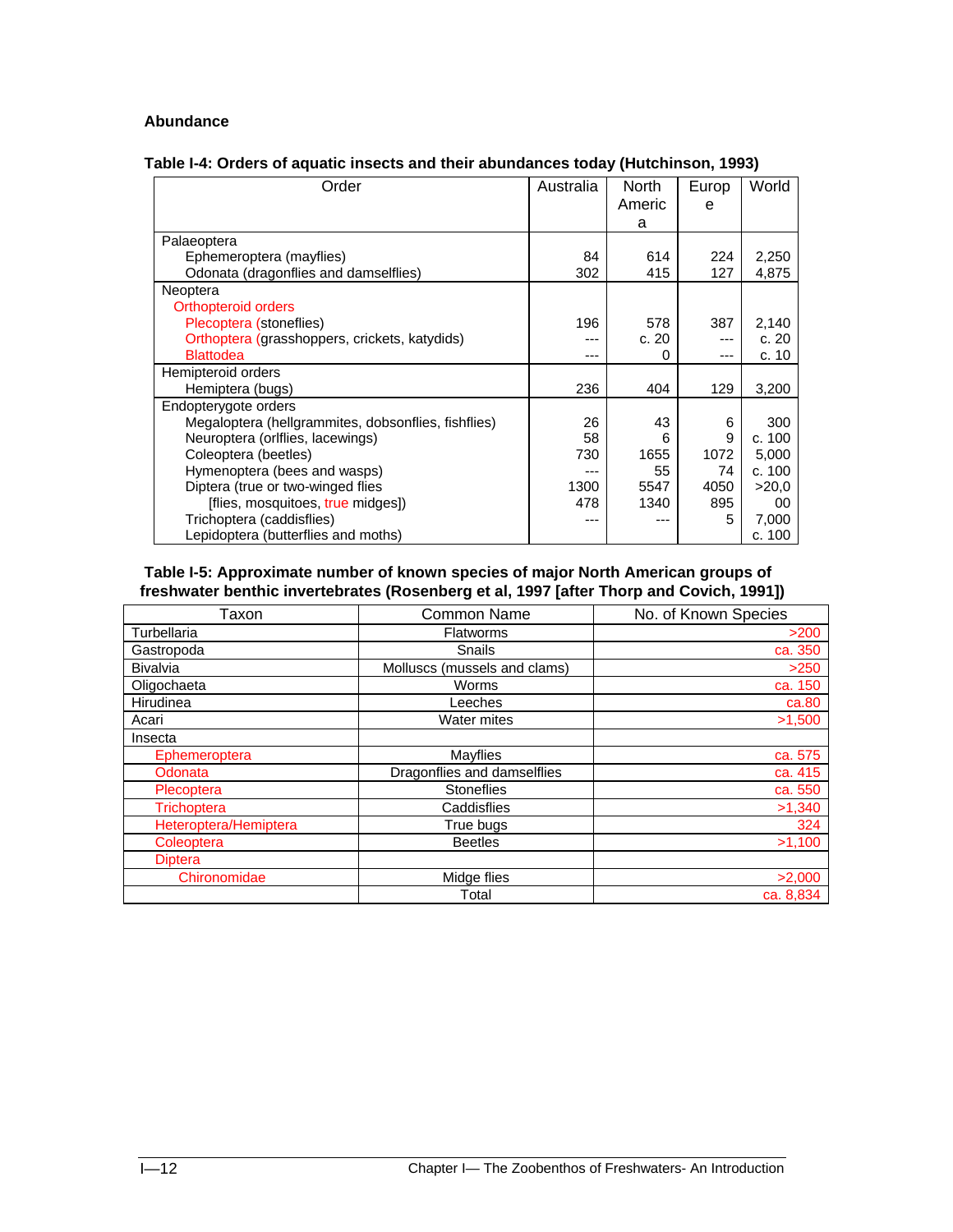**Abundance**

**Table I-4: Orders of aquatic insects and their abundances today (Hutchinson, 1993)**

| Order | Australia | North America | Europe | World |
|---|---|---|---|---|
| Palaeoptera | | | | |
| Ephemeroptera (mayflies) | 84 | 614 | 224 | 2,250 |
| Odonata (dragonflies and damselflies) | 302 | 415 | 127 | 4,875 |
| Neoptera | | | | |
| Orthopteroid orders | | | | |
| Plecoptera (stoneflies) | 196 | 578 | 387 | 2,140 |
| Orthoptera (grasshoppers, crickets, katydids) | --- | c. 20 | --- | c. 20 |
| Blattodea | --- | 0 | --- | c. 10 |
| Hemipteroid orders | | | | |
| Hemiptera (bugs) | 236 | 404 | 129 | 3,200 |
| Endopterygote orders | | | | |
| Megaloptera (hellgrammites, dobsonflies, fishflies) | 26 | 43 | 6 | 300 |
| Neuroptera (orlflies, lacewings) | 58 | 6 | 9 | c. 100 |
| Coleoptera (beetles) | 730 | 1655 | 1072 | 5,000 |
| Hymenoptera (bees and wasps) | --- | 55 | 74 | c. 100 |
| Diptera (true or two-winged flies | 1300 | 5547 | 4050 | >20,0 |
| [flies, mosquitoes, true midges]) | 478 | 1340 | 895 | 00 |
| Trichoptera (caddisflies) | --- | --- | 5 | 7,000 |
| Lepidoptera (butterflies and moths) | | | | c. 100 |

**Table I-5: Approximate number of known species of major North American groups of freshwater benthic invertebrates (Rosenberg et al, 1997 [after Thorp and Covich, 1991])**

| Taxon | Common Name | No. of Known Species |
|---|---|---|
| Turbellaria | Flatworms | >200 |
| Gastropoda | Snails | ca. 350 |
| Bivalvia | Molluscs (mussels and clams) | >250 |
| Oligochaeta | Worms | ca. 150 |
| Hirudinea | Leeches | ca.80 |
| Acari | Water mites | >1,500 |
| Insecta | | |
| Ephemeroptera | Mayflies | ca. 575 |
| Odonata | Dragonflies and damselflies | ca. 415 |
| Plecoptera | Stoneflies | ca. 550 |
| Trichoptera | Caddisflies | >1,340 |
| Heteroptera/Hemiptera | True bugs | 324 |
| Coleoptera | Beetles | >1,100 |
| Diptera | | |
| Chironomidae | Midge flies | >2,000 |
| | Total | ca. 8,834 |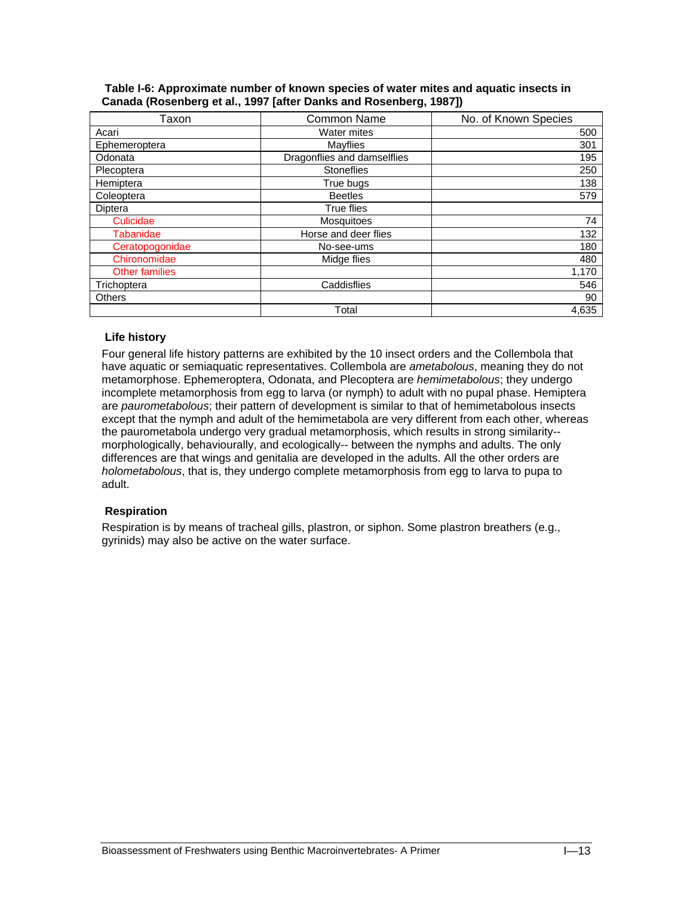**Table I-6: Approximate number of known species of water mites and aquatic insects in Canada (Rosenberg et al., 1997 [after Danks and Rosenberg, 1987])**

| Taxon | Common Name | No. of Known Species |
|---|---|---|
| Acari | Water mites | 500 |
| Ephemeroptera | Mayflies | 301 |
| Odonata | Dragonflies and damselflies | 195 |
| Plecoptera | Stoneflies | 250 |
| Hemiptera | True bugs | 138 |
| Coleoptera | Beetles | 579 |
| Diptera | True flies | |
| Culicidae | Mosquitoes | 74 |
| Tabanidae | Horse and deer flies | 132 |
| Ceratopogonidae | No-see-ums | 180 |
| Chironomidae | Midge flies | 480 |
| Other families | | 1,170 |
| Trichoptera | Caddisflies | 546 |
| Others | | 90 |
| | Total | 4,635 |

### Life history

Four general life history patterns are exhibited by the 10 insect orders and the Collembola that have aquatic or semiaquatic representatives. Collembola are *ametabolous*, meaning they do not metamorphose. Ephemeroptera, Odonata, and Plecoptera are *hemimetabolous*; they undergo incomplete metamorphosis from egg to larva (or nymph) to adult with no pupal phase. Hemiptera are *paurometabolous*; their pattern of development is similar to that of hemimetabolous insects except that the nymph and adult of the hemimetabola are very different from each other, whereas the paurometabola undergo very gradual metamorphosis, which results in strong similarity-- morphologically, behaviourally, and ecologically-- between the nymphs and adults. The only differences are that wings and genitalia are developed in the adults. All the other orders are *holometabolous*, that is, they undergo complete metamorphosis from egg to larva to pupa to adult.

### Respiration

Respiration is by means of tracheal gills, plastron, or siphon. Some plastron breathers (e.g., gyrinids) may also be active on the water surface.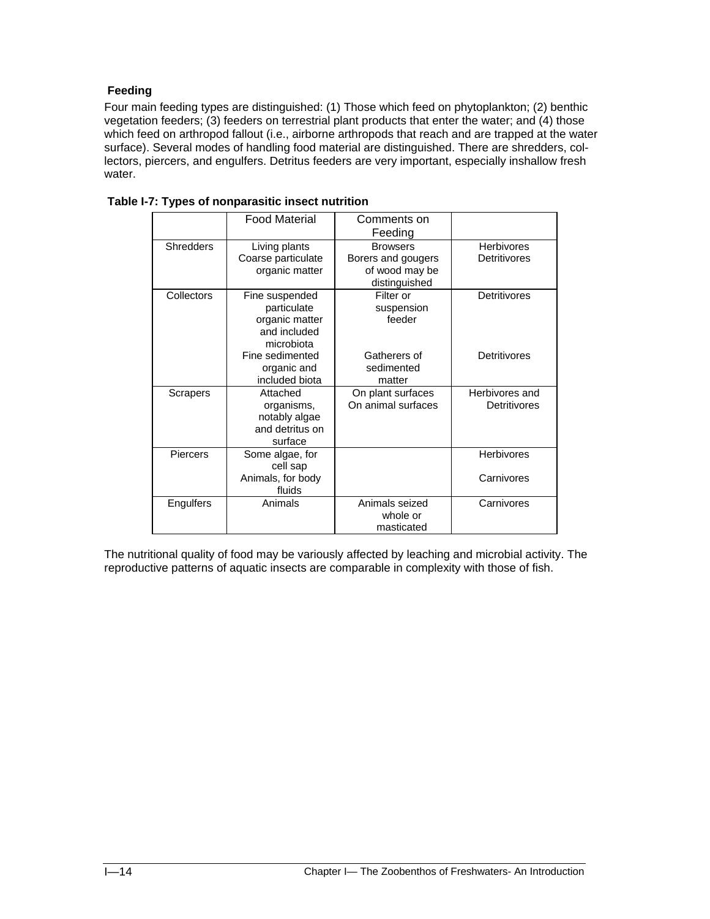### Feeding

Four main feeding types are distinguished: (1) Those which feed on phytoplankton; (2) benthic vegetation feeders; (3) feeders on terrestrial plant products that enter the water; and (4) those which feed on arthropod fallout (i.e., airborne arthropods that reach and are trapped at the water surface). Several modes of handling food material are distinguished. There are shredders, collectors, piercers, and engulfers. Detritus feeders are very important, especially inshallow fresh water.

**Table I-7: Types of nonparasitic insect nutrition**

| | Food Material | Comments on Feeding | |
|---|---|---|---|
| Shredders | Living plants<br>Coarse particulate organic matter | Browsers<br>Borers and gougers of wood may be distinguished | Herbivores<br>Detritivores |
| Collectors | Fine suspended particulate organic matter and included microbiota | Filter or suspension feeder | Detritivores |
| | Fine sedimented organic and included biota | Gatherers of sedimented matter | Detritivores |
| Scrapers | Attached organisms, notably algae and detritus on surface | On plant surfaces<br>On animal surfaces | Herbivores and Detritivores |
| Piercers | Some algae, for cell sap<br>Animals, for body fluids | | Herbivores<br>Carnivores |
| Engulfers | Animals | Animals seized whole or masticated | Carnivores |

The nutritional quality of food may be variously affected by leaching and microbial activity. The reproductive patterns of aquatic insects are comparable in complexity with those of fish.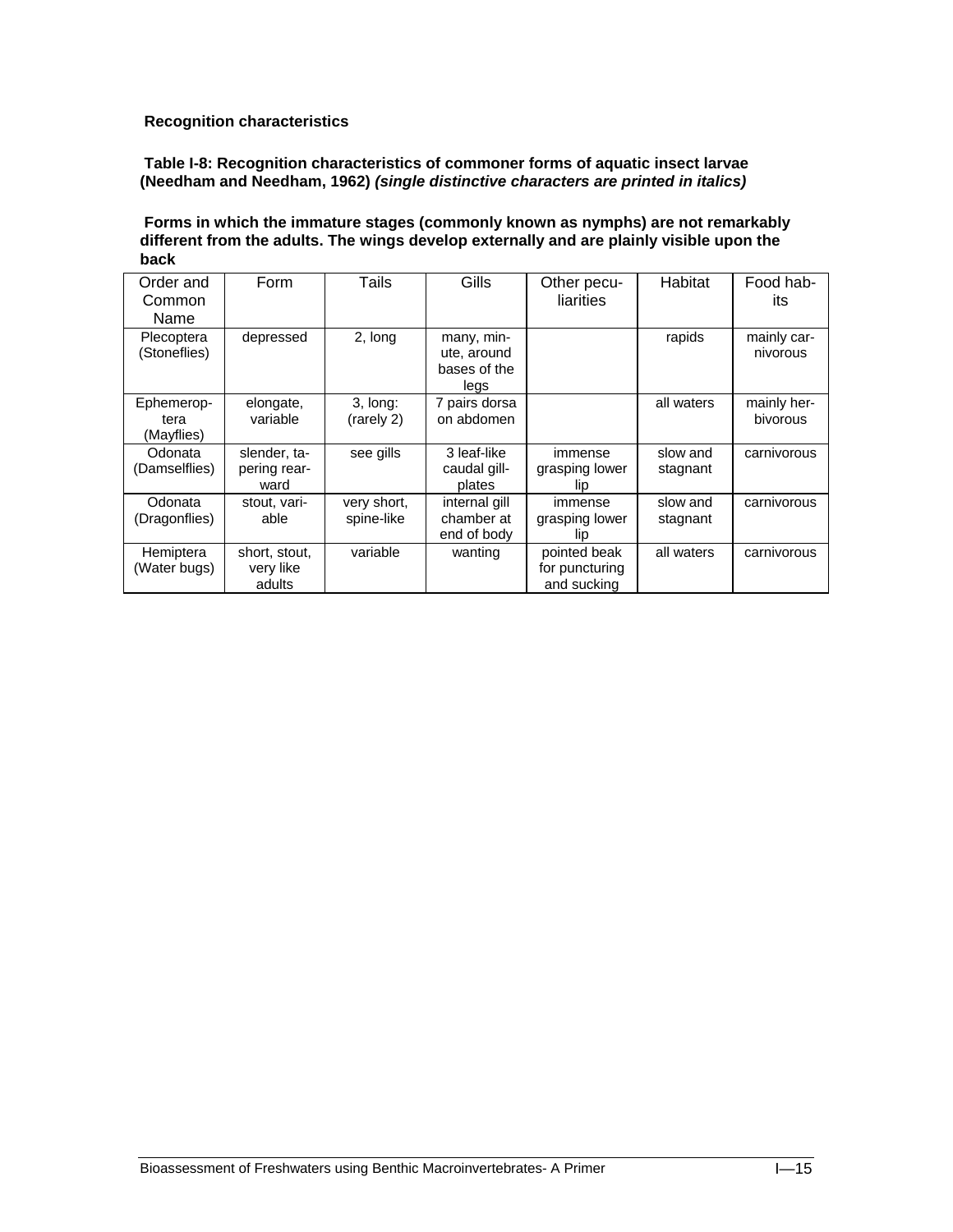**Recognition characteristics**

**Table I-8: Recognition characteristics of commoner forms of aquatic insect larvae (Needham and Needham, 1962)** ***(single distinctive characters are printed in italics)***

**Forms in which the immature stages (commonly known as nymphs) are not remarkably different from the adults. The wings develop externally and are plainly visible upon the back**

| Order and Common Name | Form | Tails | Gills | Other peculiarities | Habitat | Food habits |
|---|---|---|---|---|---|---|
| Plecoptera (Stoneflies) | depressed | 2, long | many, minute, around bases of the legs | | rapids | mainly carnivorous |
| Ephemeroptera (Mayflies) | elongate, variable | 3, long: (rarely 2) | 7 pairs dorsa on abdomen | | all waters | mainly herbivorous |
| Odonata (Damselflies) | slender, tapering rearward | see gills | 3 leaf-like caudal gill-plates | immense grasping lower lip | slow and stagnant | carnivorous |
| Odonata (Dragonflies) | stout, variable | very short, spine-like | internal gill chamber at end of body | immense grasping lower lip | slow and stagnant | carnivorous |
| Hemiptera (Water bugs) | short, stout, very like adults | variable | wanting | pointed beak for puncturing and sucking | all waters | carnivorous |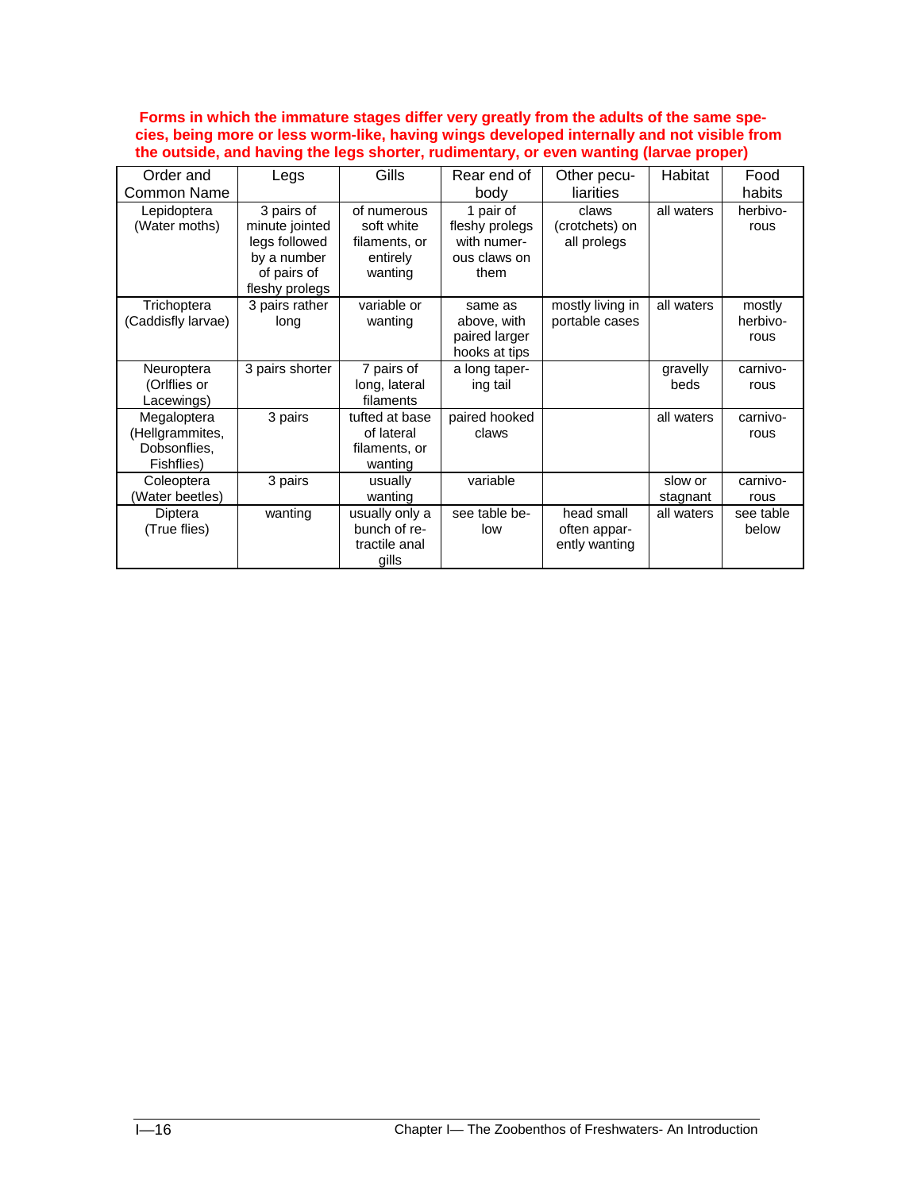**Forms in which the immature stages differ very greatly from the adults of the same species, being more or less worm-like, having wings developed internally and not visible from the outside, and having the legs shorter, rudimentary, or even wanting (larvae proper)**

| Order and Common Name | Legs | Gills | Rear end of body | Other peculiarities | Habitat | Food habits |
|---|---|---|---|---|---|---|
| Lepidoptera (Water moths) | 3 pairs of minute jointed legs followed by a number of pairs of fleshy prolegs | of numerous soft white filaments, or entirely wanting | 1 pair of fleshy prolegs with numerous claws on them | claws (crotchets) on all prolegs | all waters | herbivorous |
| Trichoptera (Caddisfly larvae) | 3 pairs rather long | variable or wanting | same as above, with paired larger hooks at tips | mostly living in portable cases | all waters | mostly herbivorous |
| Neuroptera (Orlflies or Lacewings) | 3 pairs shorter | 7 pairs of long, lateral filaments | a long tapering tail | | gravelly beds | carnivorous |
| Megaloptera (Hellgrammites, Dobsonflies, Fishflies) | 3 pairs | tufted at base of lateral filaments, or wanting | paired hooked claws | | all waters | carnivorous |
| Coleoptera (Water beetles) | 3 pairs | usually wanting | variable | | slow or stagnant | carnivorous |
| Diptera (True flies) | wanting | usually only a bunch of retractile anal gills | see table below | head small often apparently wanting | all waters | see table below |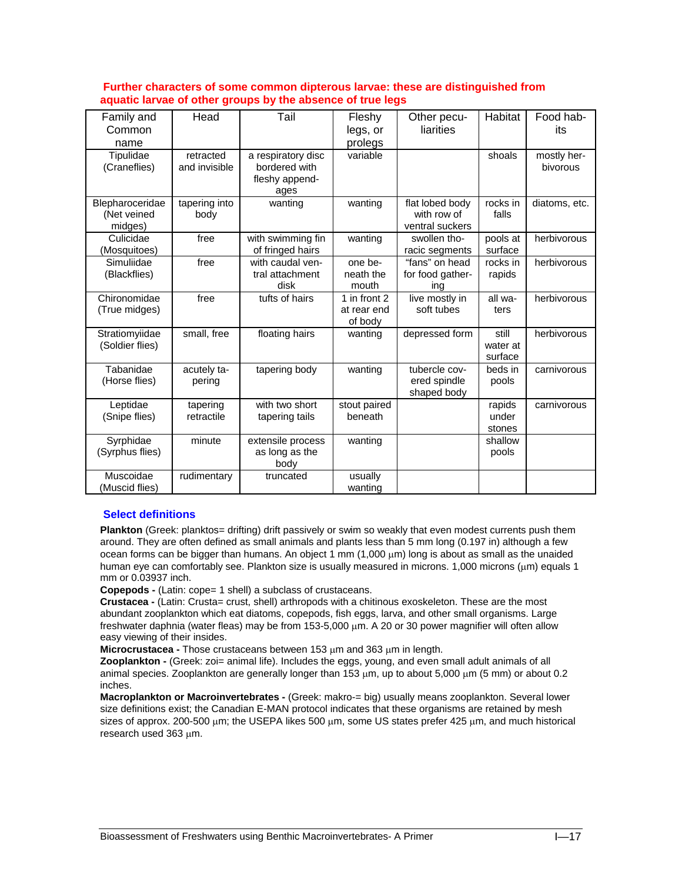**Further characters of some common dipterous larvae: these are distinguished from aquatic larvae of other groups by the absence of true legs**

| Family and Common name | Head | Tail | Fleshy legs, or prolegs | Other peculiarities | Habitat | Food habits |
|---|---|---|---|---|---|---|
| Tipulidae (Craneflies) | retracted and invisible | a respiratory disc bordered with fleshy appendages | variable | | shoals | mostly herbivorous |
| Blepharoceridae (Net veined midges) | tapering into body | wanting | wanting | flat lobed body with row of ventral suckers | rocks in falls | diatoms, etc. |
| Culicidae (Mosquitoes) | free | with swimming fin of fringed hairs | wanting | swollen thoracic segments | pools at surface | herbivorous |
| Simuliidae (Blackflies) | free | with caudal ventral attachment disk | one beneath the mouth | "fans" on head for food gathering | rocks in rapids | herbivorous |
| Chironomidae (True midges) | free | tufts of hairs | 1 in front 2 at rear end of body | live mostly in soft tubes | all waters | herbivorous |
| Stratiomyiidae (Soldier flies) | small, free | floating hairs | wanting | depressed form | still water at surface | herbivorous |
| Tabanidae (Horse flies) | acutely tapering | tapering body | wanting | tubercle covered spindle shaped body | beds in pools | carnivorous |
| Leptidae (Snipe flies) | tapering retractile | with two short tapering tails | stout paired beneath | | rapids under stones | carnivorous |
| Syrphidae (Syrphus flies) | minute | extensile process as long as the body | wanting | | shallow pools | |
| Muscoidae (Muscid flies) | rudimentary | truncated | usually wanting | | | |

## Select definitions

**Plankton** (Greek: planktos= drifting) drift passively or swim so weakly that even modest currents push them around. They are often defined as small animals and plants less than 5 mm long (0.197 in) although a few ocean forms can be bigger than humans. An object 1 mm (1,000 µm) long is about as small as the unaided human eye can comfortably see. Plankton size is usually measured in microns. 1,000 microns (µm) equals 1 mm or 0.03937 inch.

**Copepods -** (Latin: cope= 1 shell) a subclass of crustaceans.

**Crustacea -** (Latin: Crusta= crust, shell) arthropods with a chitinous exoskeleton. These are the most abundant zooplankton which eat diatoms, copepods, fish eggs, larva, and other small organisms. Large freshwater daphnia (water fleas) may be from 153-5,000 µm. A 20 or 30 power magnifier will often allow easy viewing of their insides.

**Microcrustacea -** Those crustaceans between 153 µm and 363 µm in length.

**Zooplankton -** (Greek: zoi= animal life). Includes the eggs, young, and even small adult animals of all animal species. Zooplankton are generally longer than 153 µm, up to about 5,000 µm (5 mm) or about 0.2 inches.

**Macroplankton or Macroinvertebrates -** (Greek: makro-= big) usually means zooplankton. Several lower size definitions exist; the Canadian E-MAN protocol indicates that these organisms are retained by mesh sizes of approx. 200-500 µm; the USEPA likes 500 µm, some US states prefer 425 µm, and much historical research used 363 µm.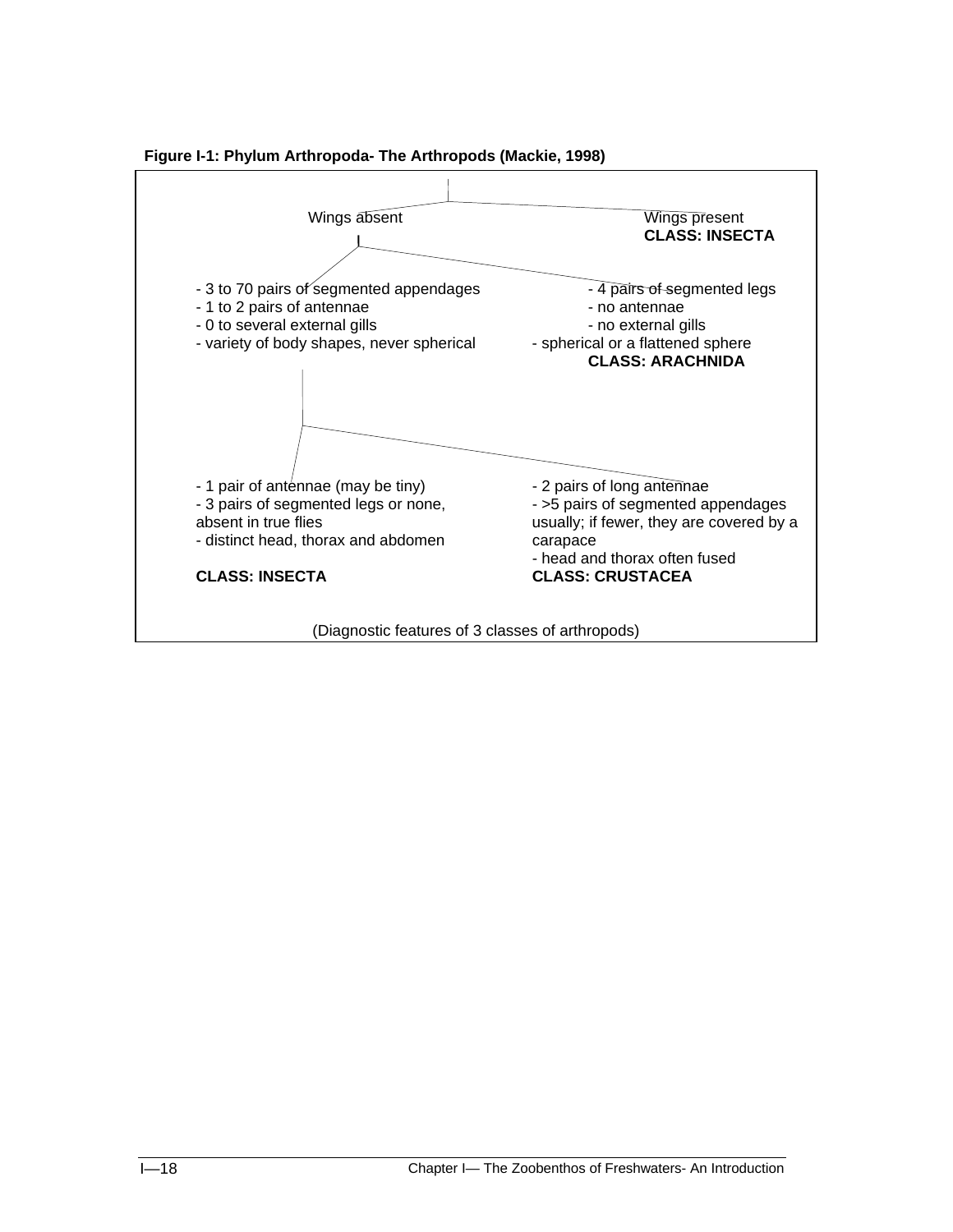**Figure I-1: Phylum Arthropoda- The Arthropods (Mackie, 1998)**

Wings absent

Wings present
**CLASS: INSECTA**

- 3 to 70 pairs of segmented appendages
- 1 to 2 pairs of antennae
- 0 to several external gills
- variety of body shapes, never spherical

- 4 pairs of segmented legs
- no antennae
- no external gills
- spherical or a flattened sphere

**CLASS: ARACHNIDA**

- 1 pair of antennae (may be tiny)
- 3 pairs of segmented legs or none, absent in true flies
- distinct head, thorax and abdomen

**CLASS: INSECTA**

- 2 pairs of long antennae
- >5 pairs of segmented appendages usually; if fewer, they are covered by a carapace
- head and thorax often fused

**CLASS: CRUSTACEA**

(Diagnostic features of 3 classes of arthropods)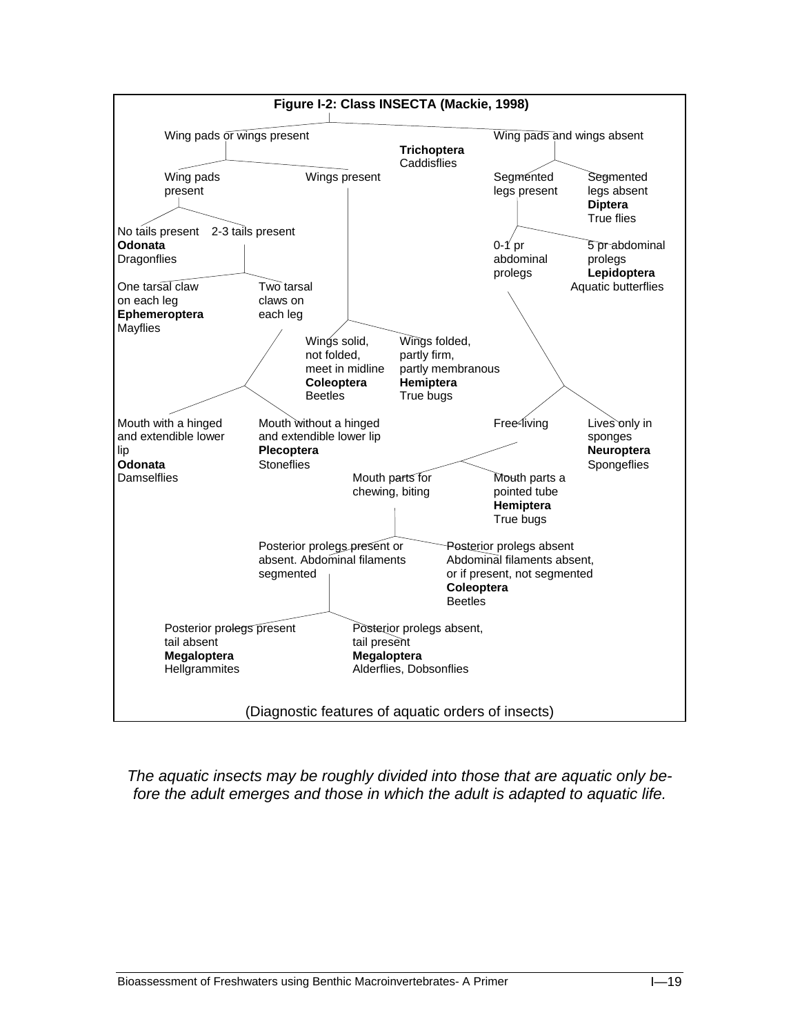**Figure I-2: Class INSECTA (Mackie, 1998)**

- Wing pads or wings present
  - Wing pads present
    - No tails present — **Odonata** Dragonflies
    - 2-3 tails present
      - One tarsal claw on each leg — **Ephemeroptera** Mayflies
      - Two tarsal claws on each leg
        - Mouth with a hinged and extendible lower lip — **Odonata** Damselflies
        - Mouth without a hinged and extendible lower lip — **Plecoptera** Stoneflies
  - Wings present
    - Wings solid, not folded, meet in midline — **Coleoptera** Beetles
    - Wings folded, partly firm, partly membranous — **Hemiptera** True bugs
- **Trichoptera** Caddisflies
- Wing pads and wings absent
  - Segmented legs present
    - 0-1 pr abdominal prolegs
      - Free-living
        - Mouth parts for chewing, biting
          - Posterior prolegs present or absent. Abdominal filaments segmented
            - Posterior prolegs present tail absent — **Megaloptera** Hellgrammites
            - Posterior prolegs absent, tail present — **Megaloptera** Alderflies, Dobsonflies
          - Posterior prolegs absent Abdominal filaments absent, or if present, not segmented — **Coleoptera** Beetles
        - Mouth parts a pointed tube — **Hemiptera** True bugs
      - Lives only in sponges — **Neuroptera** Spongeflies
    - 5 pr abdominal prolegs — **Lepidoptera** Aquatic butterflies
  - Segmented legs absent — **Diptera** True flies

(Diagnostic features of aquatic orders of insects)

*The aquatic insects may be roughly divided into those that are aquatic only before the adult emerges and those in which the adult is adapted to aquatic life.*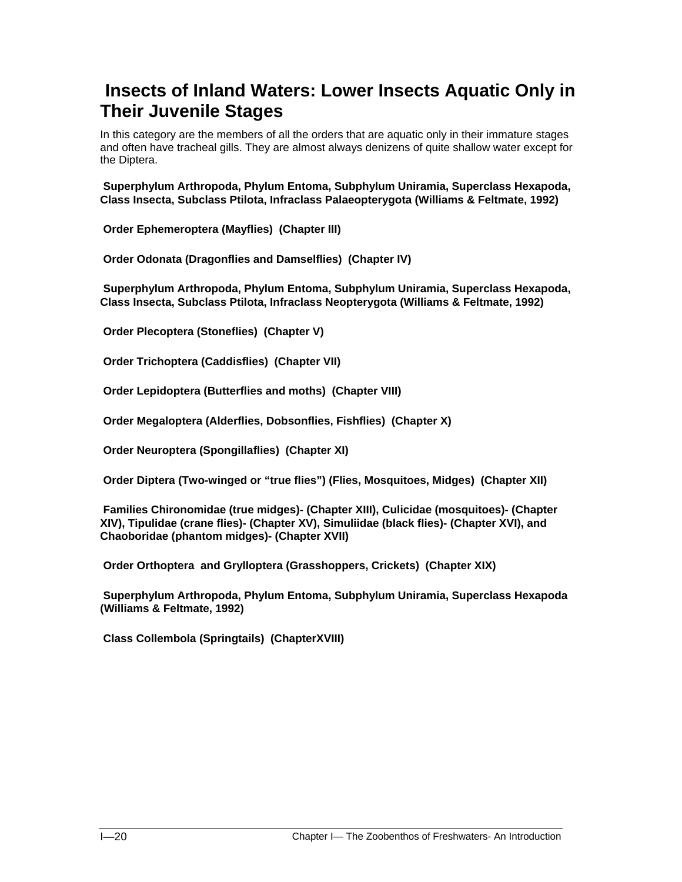## Insects of Inland Waters: Lower Insects Aquatic Only in Their Juvenile Stages

In this category are the members of all the orders that are aquatic only in their immature stages and often have tracheal gills. They are almost always denizens of quite shallow water except for the Diptera.

**Superphylum Arthropoda, Phylum Entoma, Subphylum Uniramia, Superclass Hexapoda, Class Insecta, Subclass Ptilota, Infraclass Palaeopterygota (Williams & Feltmate, 1992)**

**Order Ephemeroptera (Mayflies) (Chapter III)**

**Order Odonata (Dragonflies and Damselflies) (Chapter IV)**

**Superphylum Arthropoda, Phylum Entoma, Subphylum Uniramia, Superclass Hexapoda, Class Insecta, Subclass Ptilota, Infraclass Neopterygota (Williams & Feltmate, 1992)**

**Order Plecoptera (Stoneflies) (Chapter V)**

**Order Trichoptera (Caddisflies) (Chapter VII)**

**Order Lepidoptera (Butterflies and moths) (Chapter VIII)**

**Order Megaloptera (Alderflies, Dobsonflies, Fishflies) (Chapter X)**

**Order Neuroptera (Spongillaflies) (Chapter XI)**

**Order Diptera (Two-winged or "true flies") (Flies, Mosquitoes, Midges) (Chapter XII)**

**Families Chironomidae (true midges)- (Chapter XIII), Culicidae (mosquitoes)- (Chapter XIV), Tipulidae (crane flies)- (Chapter XV), Simuliidae (black flies)- (Chapter XVI), and Chaoboridae (phantom midges)- (Chapter XVII)**

**Order Orthoptera and Grylloptera (Grasshoppers, Crickets) (Chapter XIX)**

**Superphylum Arthropoda, Phylum Entoma, Subphylum Uniramia, Superclass Hexapoda (Williams & Feltmate, 1992)**

**Class Collembola (Springtails) (ChapterXVIII)**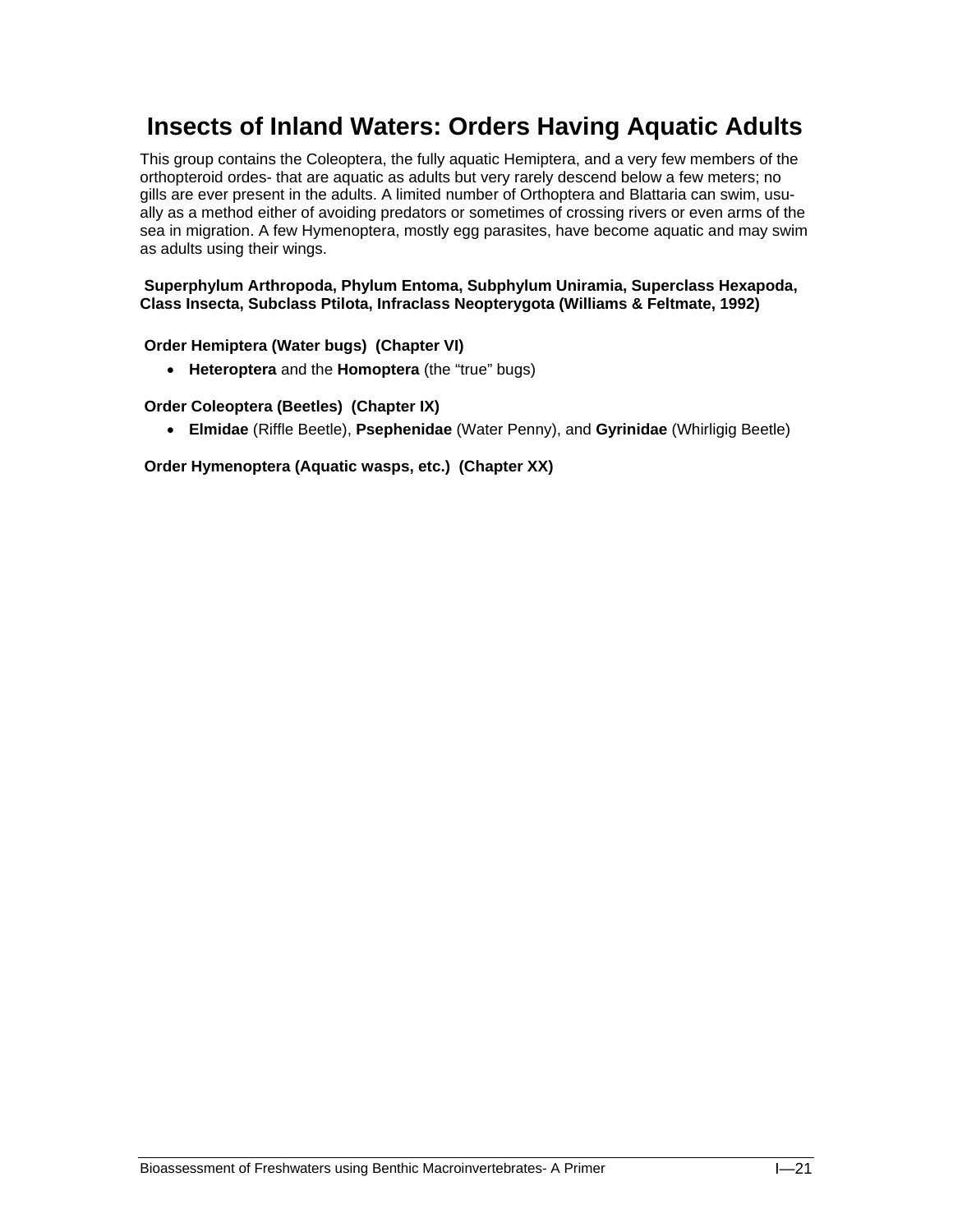# Insects of Inland Waters: Orders Having Aquatic Adults

This group contains the Coleoptera, the fully aquatic Hemiptera, and a very few members of the orthopteroid ordes- that are aquatic as adults but very rarely descend below a few meters; no gills are ever present in the adults. A limited number of Orthoptera and Blattaria can swim, usu-ally as a method either of avoiding predators or sometimes of crossing rivers or even arms of the sea in migration. A few Hymenoptera, mostly egg parasites, have become aquatic and may swim as adults using their wings.

**Superphylum Arthropoda, Phylum Entoma, Subphylum Uniramia, Superclass Hexapoda, Class Insecta, Subclass Ptilota, Infraclass Neopterygota (Williams & Feltmate, 1992)**

**Order Hemiptera (Water bugs) (Chapter VI)**

- **Heteroptera** and the **Homoptera** (the "true" bugs)

**Order Coleoptera (Beetles) (Chapter IX)**

- **Elmidae** (Riffle Beetle), **Psephenidae** (Water Penny), and **Gyrinidae** (Whirligig Beetle)

**Order Hymenoptera (Aquatic wasps, etc.) (Chapter XX)**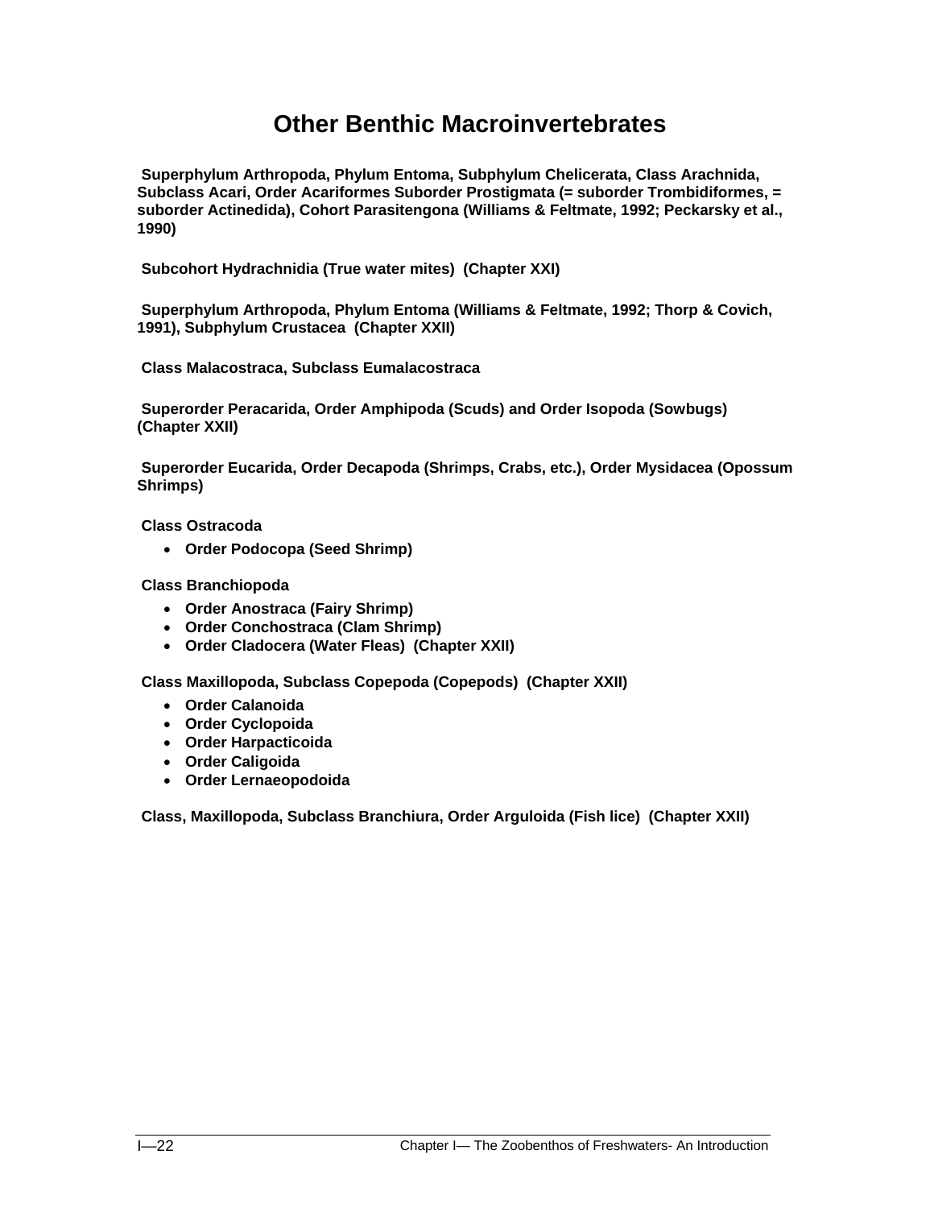# Other Benthic Macroinvertebrates

**Superphylum Arthropoda, Phylum Entoma, Subphylum Chelicerata, Class Arachnida, Subclass Acari, Order Acariformes Suborder Prostigmata (= suborder Trombidiformes, = suborder Actinedida), Cohort Parasitengona (Williams & Feltmate, 1992; Peckarsky et al., 1990)**

**Subcohort Hydrachnidia (True water mites) (Chapter XXI)**

**Superphylum Arthropoda, Phylum Entoma (Williams & Feltmate, 1992; Thorp & Covich, 1991), Subphylum Crustacea (Chapter XXII)**

**Class Malacostraca, Subclass Eumalacostraca**

**Superorder Peracarida, Order Amphipoda (Scuds) and Order Isopoda (Sowbugs) (Chapter XXII)**

**Superorder Eucarida, Order Decapoda (Shrimps, Crabs, etc.), Order Mysidacea (Opossum Shrimps)**

**Class Ostracoda**

- **Order Podocopa (Seed Shrimp)**

**Class Branchiopoda**

- **Order Anostraca (Fairy Shrimp)**
- **Order Conchostraca (Clam Shrimp)**
- **Order Cladocera (Water Fleas) (Chapter XXII)**

**Class Maxillopoda, Subclass Copepoda (Copepods) (Chapter XXII)**

- **Order Calanoida**
- **Order Cyclopoida**
- **Order Harpacticoida**
- **Order Caligoida**
- **Order Lernaeopodoida**

**Class, Maxillopoda, Subclass Branchiura, Order Arguloida (Fish lice) (Chapter XXII)**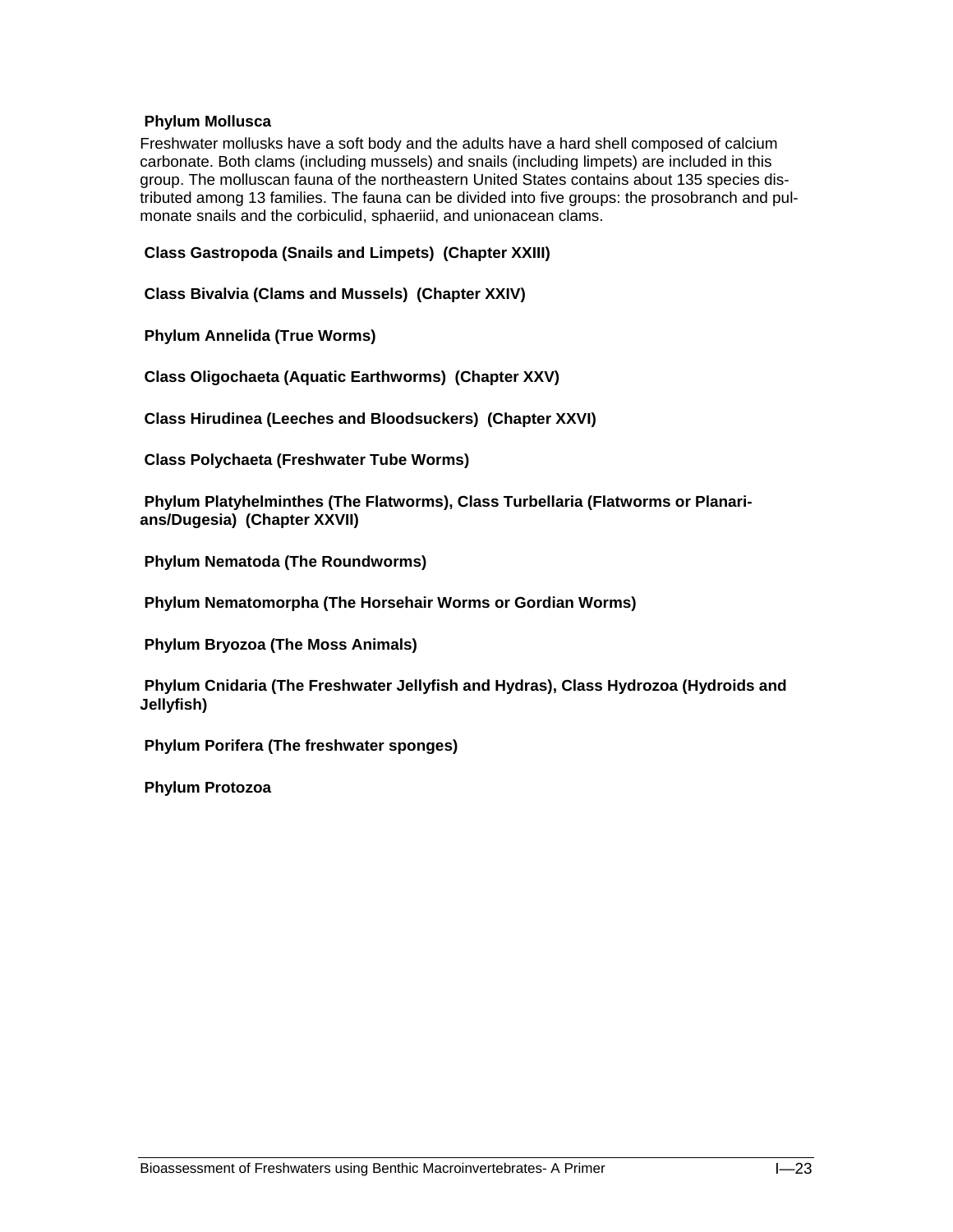**Phylum Mollusca**

Freshwater mollusks have a soft body and the adults have a hard shell composed of calcium carbonate. Both clams (including mussels) and snails (including limpets) are included in this group. The molluscan fauna of the northeastern United States contains about 135 species distributed among 13 families. The fauna can be divided into five groups: the prosobranch and pulmonate snails and the corbiculid, sphaeriid, and unionacean clams.

**Class Gastropoda (Snails and Limpets) (Chapter XXIII)**

**Class Bivalvia (Clams and Mussels) (Chapter XXIV)**

**Phylum Annelida (True Worms)**

**Class Oligochaeta (Aquatic Earthworms) (Chapter XXV)**

**Class Hirudinea (Leeches and Bloodsuckers) (Chapter XXVI)**

**Class Polychaeta (Freshwater Tube Worms)**

**Phylum Platyhelminthes (The Flatworms), Class Turbellaria (Flatworms or Planarians/Dugesia) (Chapter XXVII)**

**Phylum Nematoda (The Roundworms)**

**Phylum Nematomorpha (The Horsehair Worms or Gordian Worms)**

**Phylum Bryozoa (The Moss Animals)**

**Phylum Cnidaria (The Freshwater Jellyfish and Hydras), Class Hydrozoa (Hydroids and Jellyfish)**

**Phylum Porifera (The freshwater sponges)**

**Phylum Protozoa**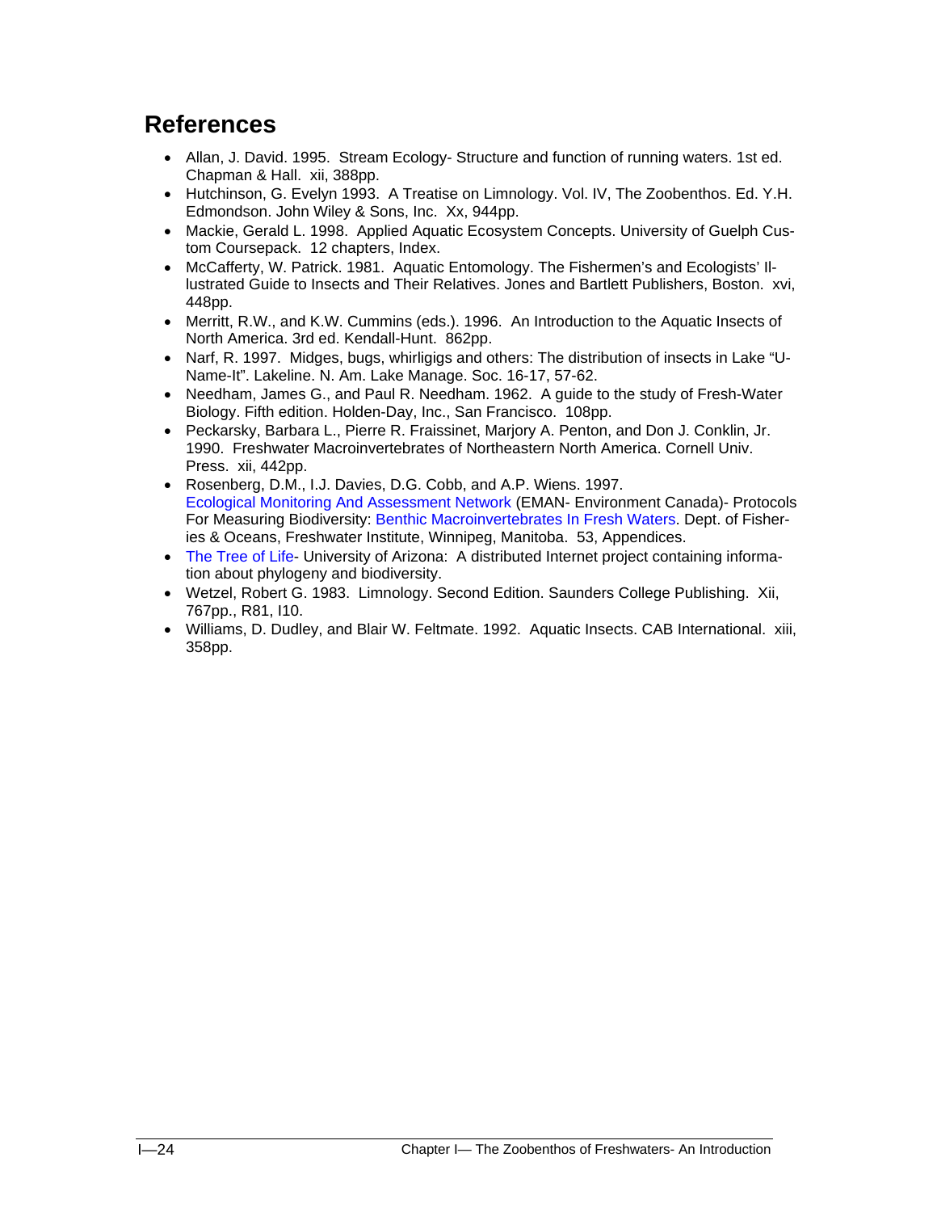## References

- Allan, J. David. 1995. Stream Ecology- Structure and function of running waters. 1st ed. Chapman & Hall. xii, 388pp.
- Hutchinson, G. Evelyn 1993. A Treatise on Limnology. Vol. IV, The Zoobenthos. Ed. Y.H. Edmondson. John Wiley & Sons, Inc. Xx, 944pp.
- Mackie, Gerald L. 1998. Applied Aquatic Ecosystem Concepts. University of Guelph Custom Coursepack. 12 chapters, Index.
- McCafferty, W. Patrick. 1981. Aquatic Entomology. The Fishermen's and Ecologists' Illustrated Guide to Insects and Their Relatives. Jones and Bartlett Publishers, Boston. xvi, 448pp.
- Merritt, R.W., and K.W. Cummins (eds.). 1996. An Introduction to the Aquatic Insects of North America. 3rd ed. Kendall-Hunt. 862pp.
- Narf, R. 1997. Midges, bugs, whirligigs and others: The distribution of insects in Lake "U-Name-It". Lakeline. N. Am. Lake Manage. Soc. 16-17, 57-62.
- Needham, James G., and Paul R. Needham. 1962. A guide to the study of Fresh-Water Biology. Fifth edition. Holden-Day, Inc., San Francisco. 108pp.
- Peckarsky, Barbara L., Pierre R. Fraissinet, Marjory A. Penton, and Don J. Conklin, Jr. 1990. Freshwater Macroinvertebrates of Northeastern North America. Cornell Univ. Press. xii, 442pp.
- Rosenberg, D.M., I.J. Davies, D.G. Cobb, and A.P. Wiens. 1997. Ecological Monitoring And Assessment Network (EMAN- Environment Canada)- Protocols For Measuring Biodiversity: Benthic Macroinvertebrates In Fresh Waters. Dept. of Fisheries & Oceans, Freshwater Institute, Winnipeg, Manitoba. 53, Appendices.
- The Tree of Life- University of Arizona: A distributed Internet project containing information about phylogeny and biodiversity.
- Wetzel, Robert G. 1983. Limnology. Second Edition. Saunders College Publishing. Xii, 767pp., R81, I10.
- Williams, D. Dudley, and Blair W. Feltmate. 1992. Aquatic Insects. CAB International. xiii, 358pp.